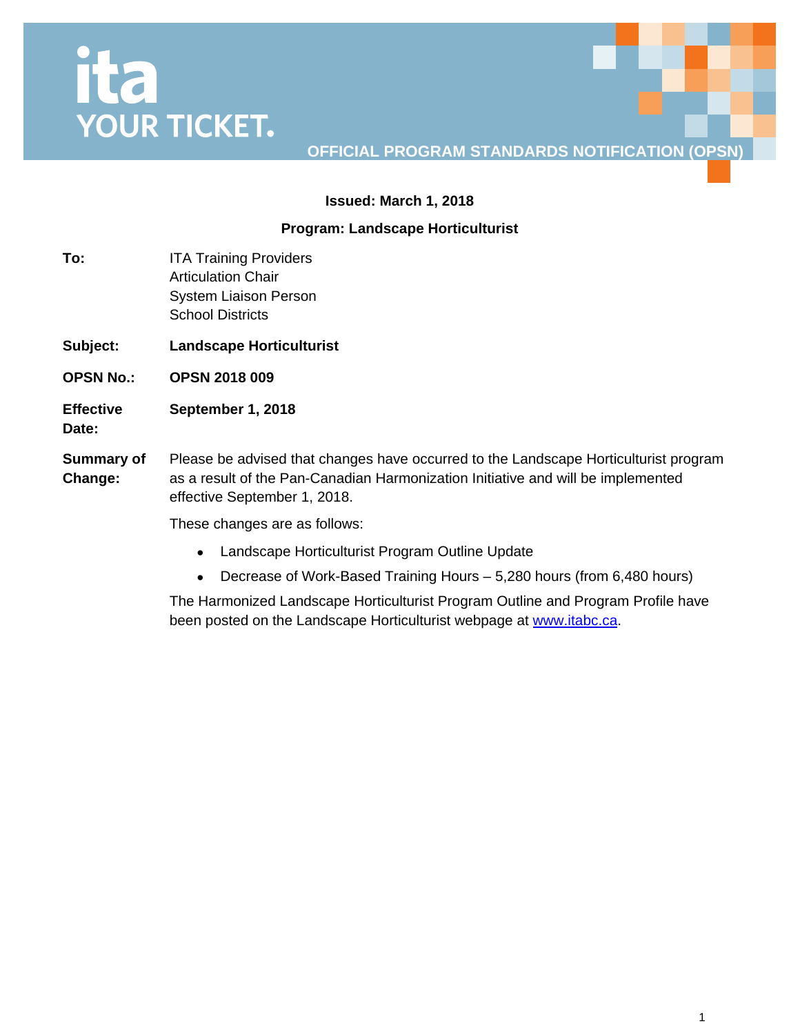ita
YOUR TICKET.

**OFFICIAL PROGRAM STANDARDS NOTIFICATION (OPSN)**

**Issued: March 1, 2018**

**Program: Landscape Horticulturist**

**To:** ITA Training Providers
Articulation Chair
System Liaison Person
School Districts

**Subject:** **Landscape Horticulturist**

**OPSN No.:** **OPSN 2018 009**

**Effective Date:** **September 1, 2018**

**Summary of Change:** Please be advised that changes have occurred to the Landscape Horticulturist program as a result of the Pan-Canadian Harmonization Initiative and will be implemented effective September 1, 2018.

These changes are as follows:

- Landscape Horticulturist Program Outline Update
- Decrease of Work-Based Training Hours – 5,280 hours (from 6,480 hours)

The Harmonized Landscape Horticulturist Program Outline and Program Profile have been posted on the Landscape Horticulturist webpage at [www.itabc.ca](www.itabc.ca).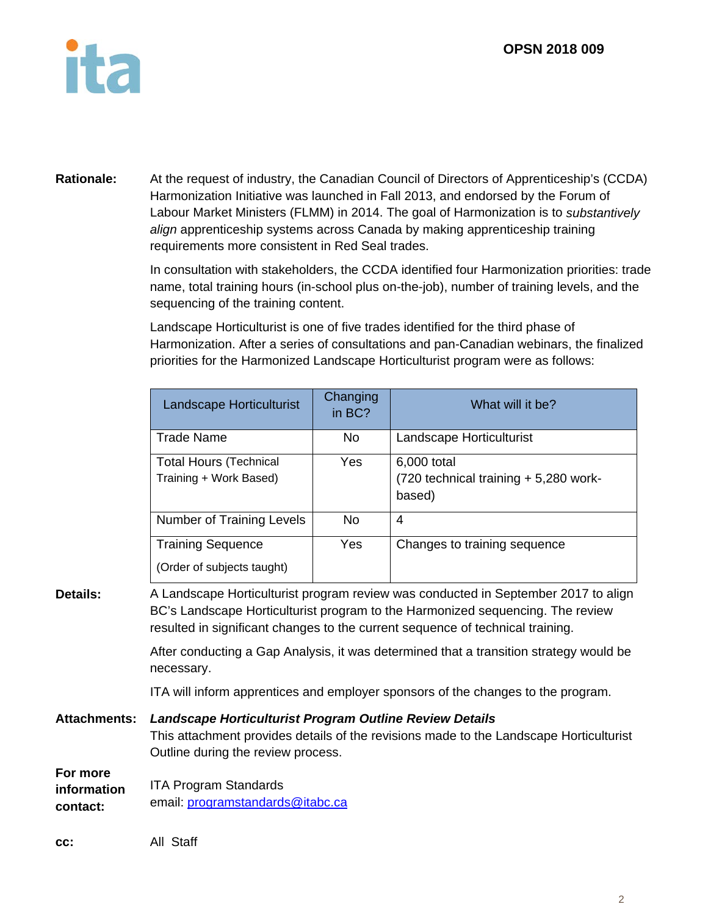**OPSN 2018 009**

**Rationale:** At the request of industry, the Canadian Council of Directors of Apprenticeship's (CCDA) Harmonization Initiative was launched in Fall 2013, and endorsed by the Forum of Labour Market Ministers (FLMM) in 2014. The goal of Harmonization is to *substantively align* apprenticeship systems across Canada by making apprenticeship training requirements more consistent in Red Seal trades.

In consultation with stakeholders, the CCDA identified four Harmonization priorities: trade name, total training hours (in-school plus on-the-job), number of training levels, and the sequencing of the training content.

Landscape Horticulturist is one of five trades identified for the third phase of Harmonization. After a series of consultations and pan-Canadian webinars, the finalized priorities for the Harmonized Landscape Horticulturist program were as follows:

| Landscape Horticulturist | Changing in BC? | What will it be? |
|---|---|---|
| Trade Name | No | Landscape Horticulturist |
| Total Hours (Technical Training + Work Based) | Yes | 6,000 total (720 technical training + 5,280 work-based) |
| Number of Training Levels | No | 4 |
| Training Sequence (Order of subjects taught) | Yes | Changes to training sequence |

**Details:** A Landscape Horticulturist program review was conducted in September 2017 to align BC's Landscape Horticulturist program to the Harmonized sequencing. The review resulted in significant changes to the current sequence of technical training.

After conducting a Gap Analysis, it was determined that a transition strategy would be necessary.

ITA will inform apprentices and employer sponsors of the changes to the program.

**Attachments:** ***Landscape Horticulturist Program Outline Review Details***
This attachment provides details of the revisions made to the Landscape Horticulturist Outline during the review process.

**For more information contact:** ITA Program Standards
email: programstandards@itabc.ca

**cc:** All Staff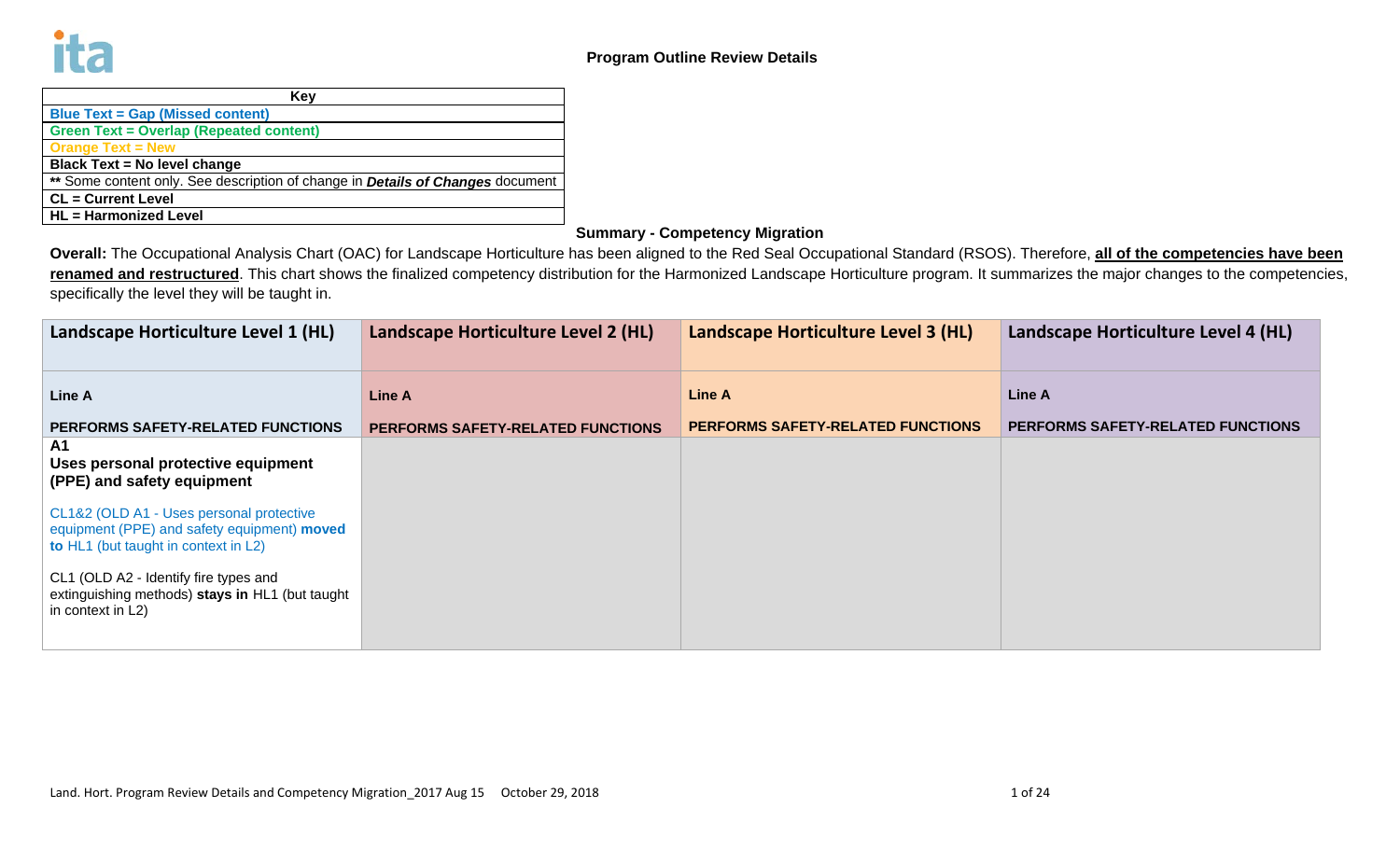**Program Outline Review Details**

| Key |
|---|
| **Blue Text = Gap (Missed content)** |
| **Green Text = Overlap (Repeated content)** |
| **Orange Text = New** |
| **Black Text = No level change** |
| ** Some content only. See description of change in ***Details of Changes*** document |
| **CL = Current Level** |
| **HL = Harmonized Level** |

**Summary - Competency Migration**

**Overall:** The Occupational Analysis Chart (OAC) for Landscape Horticulture has been aligned to the Red Seal Occupational Standard (RSOS). Therefore, **all of the competencies have been renamed and restructured**. This chart shows the finalized competency distribution for the Harmonized Landscape Horticulture program. It summarizes the major changes to the competencies, specifically the level they will be taught in.

| Landscape Horticulture Level 1 (HL) | Landscape Horticulture Level 2 (HL) | Landscape Horticulture Level 3 (HL) | Landscape Horticulture Level 4 (HL) |
|---|---|---|---|
| **Line A**<br><br>**PERFORMS SAFETY-RELATED FUNCTIONS** | **Line A**<br><br>**PERFORMS SAFETY-RELATED FUNCTIONS** | **Line A**<br><br>**PERFORMS SAFETY-RELATED FUNCTIONS** | **Line A**<br><br>**PERFORMS SAFETY-RELATED FUNCTIONS** |
| **A1**<br>**Uses personal protective equipment (PPE) and safety equipment**<br><br>CL1&2 (OLD A1 - Uses personal protective equipment (PPE) and safety equipment) **moved to** HL1 (but taught in context in L2)<br><br>CL1 (OLD A2 - Identify fire types and extinguishing methods) **stays in** HL1 (but taught in context in L2) | | | |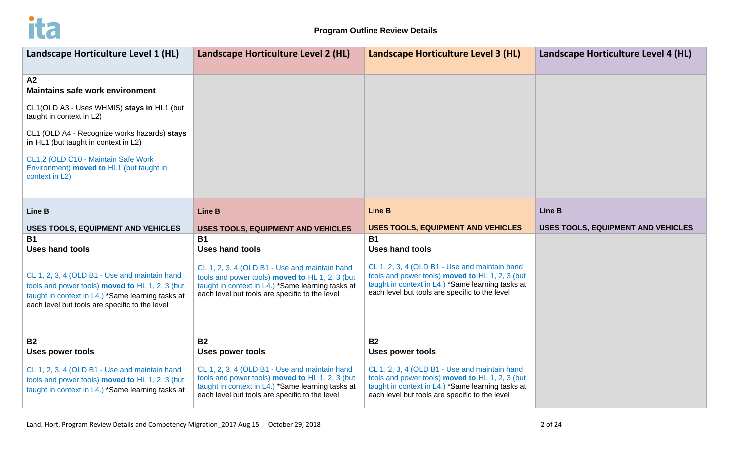**Program Outline Review Details**

| Landscape Horticulture Level 1 (HL) | Landscape Horticulture Level 2 (HL) | Landscape Horticulture Level 3 (HL) | Landscape Horticulture Level 4 (HL) |
|---|---|---|---|
| **A2**<br>**Maintains safe work environment**<br><br>CL1(OLD A3 - Uses WHMIS) **stays in** HL1 (but taught in context in L2)<br><br>CL1 (OLD A4 - Recognize works hazards) **stays in** HL1 (but taught in context in L2)<br><br>CL1,2 (OLD C10 - Maintain Safe Work Environment) **moved to** HL1 (but taught in context in L2) | | | |
| **Line B**<br><br>**USES TOOLS, EQUIPMENT AND VEHICLES** | **Line B**<br><br>**USES TOOLS, EQUIPMENT AND VEHICLES** | **Line B**<br><br>**USES TOOLS, EQUIPMENT AND VEHICLES** | **Line B**<br><br>**USES TOOLS, EQUIPMENT AND VEHICLES** |
| **B1**<br>**Uses hand tools**<br><br>CL 1, 2, 3, 4 (OLD B1 - Use and maintain hand tools and power tools) **moved to** HL 1, 2, 3 (but taught in context in L4.) *Same learning tasks at each level but tools are specific to the level | **B1**<br>**Uses hand tools**<br><br>CL 1, 2, 3, 4 (OLD B1 - Use and maintain hand tools and power tools) **moved to** HL 1, 2, 3 (but taught in context in L4.) *Same learning tasks at each level but tools are specific to the level | **B1**<br>**Uses hand tools**<br><br>CL 1, 2, 3, 4 (OLD B1 - Use and maintain hand tools and power tools) **moved to** HL 1, 2, 3 (but taught in context in L4.) *Same learning tasks at each level but tools are specific to the level | |
| **B2**<br>**Uses power tools**<br><br>CL 1, 2, 3, 4 (OLD B1 - Use and maintain hand tools and power tools) **moved to** HL 1, 2, 3 (but taught in context in L4.) *Same learning tasks at | **B2**<br>**Uses power tools**<br><br>CL 1, 2, 3, 4 (OLD B1 - Use and maintain hand tools and power tools) **moved to** HL 1, 2, 3 (but taught in context in L4.) *Same learning tasks at each level but tools are specific to the level | **B2**<br>**Uses power tools**<br><br>CL 1, 2, 3, 4 (OLD B1 - Use and maintain hand tools and power tools) **moved to** HL 1, 2, 3 (but taught in context in L4.) *Same learning tasks at each level but tools are specific to the level | |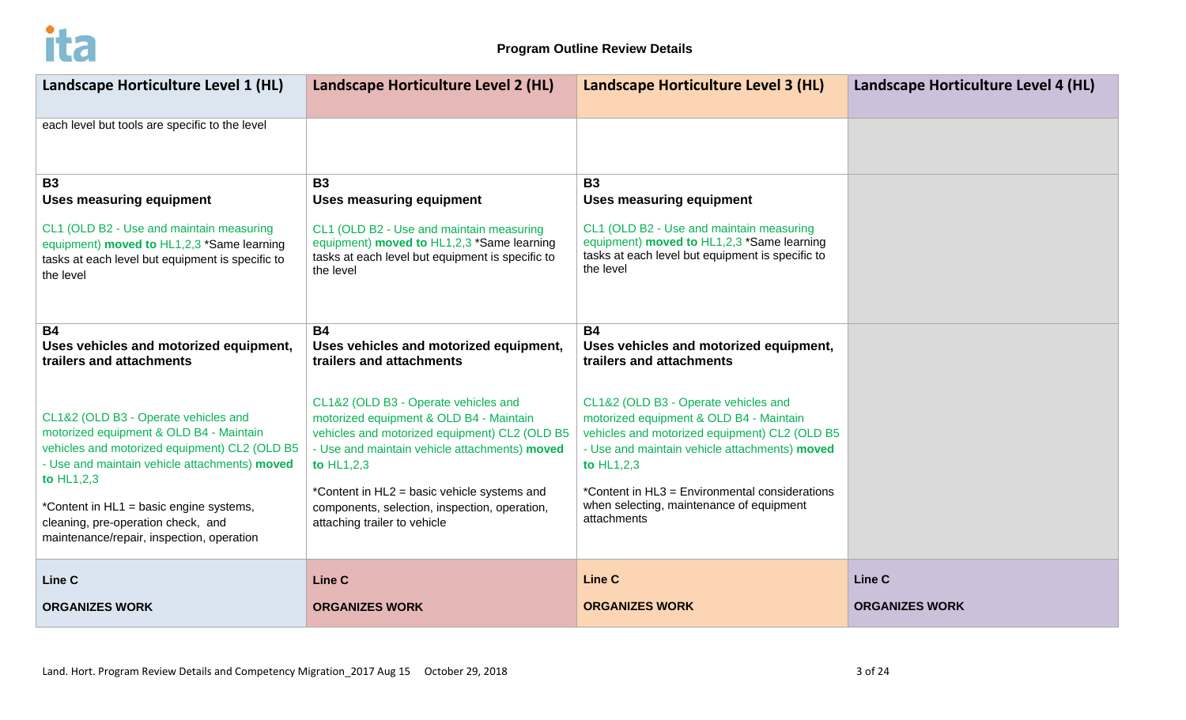**Program Outline Review Details**

| Landscape Horticulture Level 1 (HL) | Landscape Horticulture Level 2 (HL) | Landscape Horticulture Level 3 (HL) | Landscape Horticulture Level 4 (HL) |
|---|---|---|---|
| each level but tools are specific to the level | | | |
| **B3**<br>**Uses measuring equipment**<br><br>CL1 (OLD B2 - Use and maintain measuring equipment) **moved to** HL1,2,3 *Same learning tasks at each level but equipment is specific to the level | **B3**<br>**Uses measuring equipment**<br><br>CL1 (OLD B2 - Use and maintain measuring equipment) **moved to** HL1,2,3 *Same learning tasks at each level but equipment is specific to the level | **B3**<br>**Uses measuring equipment**<br><br>CL1 (OLD B2 - Use and maintain measuring equipment) **moved to** HL1,2,3 *Same learning tasks at each level but equipment is specific to the level | |
| **B4**<br>**Uses vehicles and motorized equipment, trailers and attachments**<br><br>CL1&2 (OLD B3 - Operate vehicles and motorized equipment & OLD B4 - Maintain vehicles and motorized equipment) CL2 (OLD B5 - Use and maintain vehicle attachments) **moved to** HL1,2,3<br><br>*Content in HL1 = basic engine systems, cleaning, pre-operation check, and maintenance/repair, inspection, operation | **B4**<br>**Uses vehicles and motorized equipment, trailers and attachments**<br><br>CL1&2 (OLD B3 - Operate vehicles and motorized equipment & OLD B4 - Maintain vehicles and motorized equipment) CL2 (OLD B5 - Use and maintain vehicle attachments) **moved to** HL1,2,3<br><br>*Content in HL2 = basic vehicle systems and components, selection, inspection, operation, attaching trailer to vehicle | **B4**<br>**Uses vehicles and motorized equipment, trailers and attachments**<br><br>CL1&2 (OLD B3 - Operate vehicles and motorized equipment & OLD B4 - Maintain vehicles and motorized equipment) CL2 (OLD B5 - Use and maintain vehicle attachments) **moved to** HL1,2,3<br><br>*Content in HL3 = Environmental considerations when selecting, maintenance of equipment attachments | |
| **Line C**<br><br>**ORGANIZES WORK** | **Line C**<br><br>**ORGANIZES WORK** | **Line C**<br><br>**ORGANIZES WORK** | **Line C**<br><br>**ORGANIZES WORK** |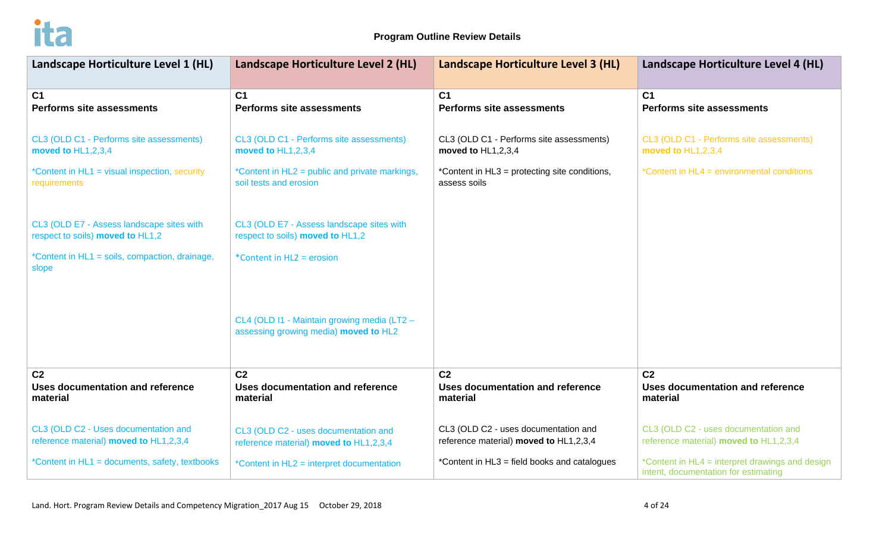**Program Outline Review Details**

| Landscape Horticulture Level 1 (HL) | Landscape Horticulture Level 2 (HL) | Landscape Horticulture Level 3 (HL) | Landscape Horticulture Level 4 (HL) |
|---|---|---|---|
| **C1**<br>**Performs site assessments**<br><br>CL3 (OLD C1 - Performs site assessments) **moved to** HL1,2,3,4<br><br>*Content in HL1 = visual inspection, security requirements<br><br>CL3 (OLD E7 - Assess landscape sites with respect to soils) **moved to** HL1,2<br><br>*Content in HL1 = soils, compaction, drainage, slope | **C1**<br>**Performs site assessments**<br><br>CL3 (OLD C1 - Performs site assessments) **moved to** HL1,2,3,4<br><br>*Content in HL2 = public and private markings, soil tests and erosion<br><br>CL3 (OLD E7 - Assess landscape sites with respect to soils) **moved to** HL1,2<br><br>*Content in HL2 = erosion<br><br>CL4 (OLD I1 - Maintain growing media (LT2 – assessing growing media) **moved to** HL2 | **C1**<br>**Performs site assessments**<br><br>CL3 (OLD C1 - Performs site assessments) **moved to** HL1,2,3,4<br><br>*Content in HL3 = protecting site conditions, assess soils | **C1**<br>**Performs site assessments**<br><br>CL3 (OLD C1 - Performs site assessments) **moved to** HL1,2,3,4<br><br>*Content in HL4 = environmental conditions |
| **C2**<br>**Uses documentation and reference material**<br><br>CL3 (OLD C2 - Uses documentation and reference material) **moved to** HL1,2,3,4<br><br>*Content in HL1 = documents, safety, textbooks | **C2**<br>**Uses documentation and reference material**<br><br>CL3 (OLD C2 - uses documentation and reference material) **moved to** HL1,2,3,4<br><br>*Content in HL2 = interpret documentation | **C2**<br>**Uses documentation and reference material**<br><br>CL3 (OLD C2 - uses documentation and reference material) **moved to** HL1,2,3,4<br><br>*Content in HL3 = field books and catalogues | **C2**<br>**Uses documentation and reference material**<br><br>CL3 (OLD C2 - uses documentation and reference material) **moved to** HL1,2,3,4<br><br>*Content in HL4 = interpret drawings and design intent, documentation for estimating |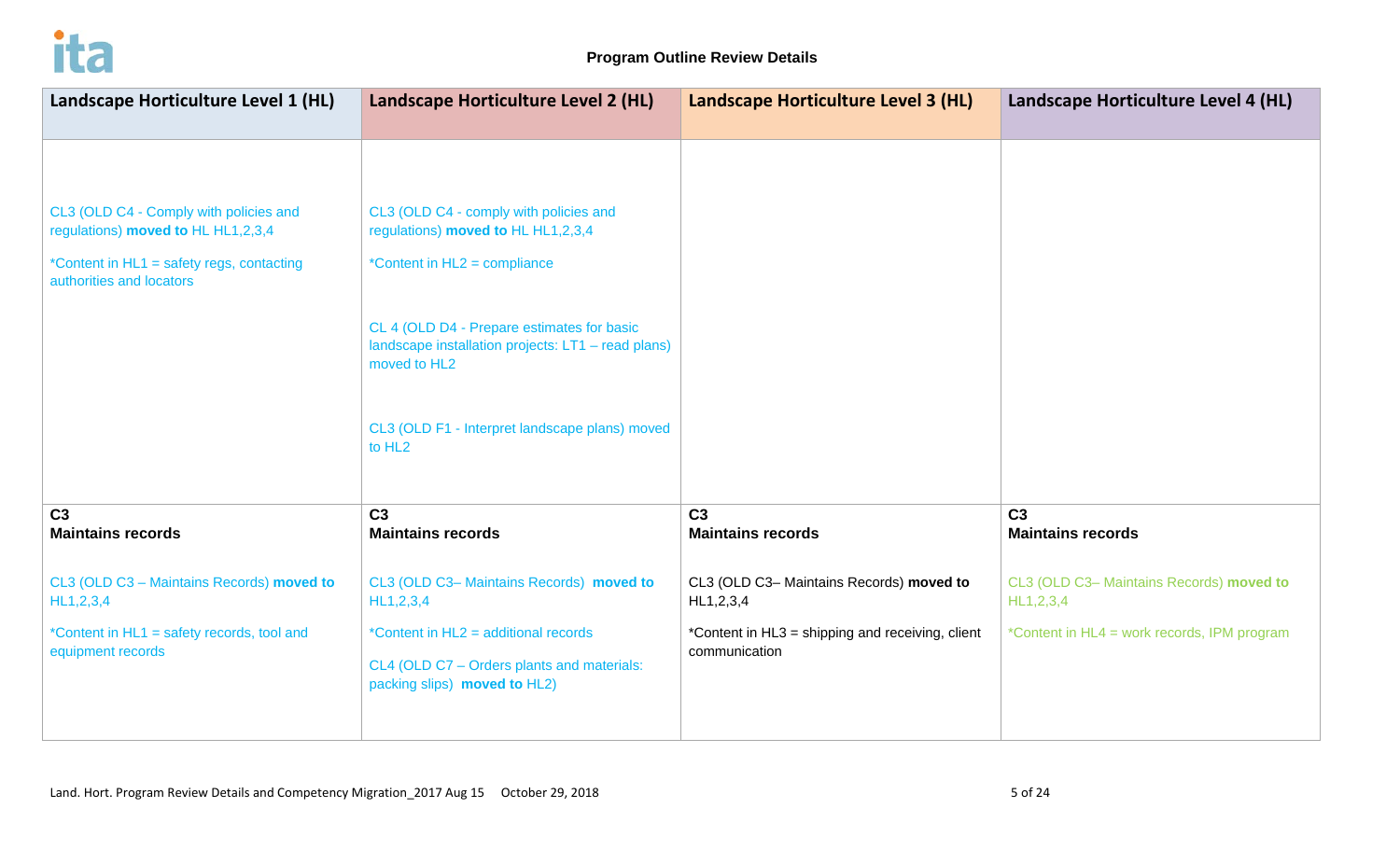**Program Outline Review Details**

| Landscape Horticulture Level 1 (HL) | Landscape Horticulture Level 2 (HL) | Landscape Horticulture Level 3 (HL) | Landscape Horticulture Level 4 (HL) |
|---|---|---|---|
| CL3 (OLD C4 - Comply with policies and regulations) **moved to** HL HL1,2,3,4<br><br>*Content in HL1 = safety regs, contacting authorities and locators | CL3 (OLD C4 - comply with policies and regulations) **moved to** HL HL1,2,3,4<br><br>*Content in HL2 = compliance<br><br>CL 4 (OLD D4 - Prepare estimates for basic landscape installation projects: LT1 – read plans) moved to HL2<br><br>CL3 (OLD F1 - Interpret landscape plans) moved to HL2 | | |
| **C3**<br>**Maintains records**<br><br>CL3 (OLD C3 – Maintains Records) **moved to** HL1,2,3,4<br><br>*Content in HL1 = safety records, tool and equipment records | **C3**<br>**Maintains records**<br><br>CL3 (OLD C3– Maintains Records) **moved to** HL1,2,3,4<br><br>*Content in HL2 = additional records<br><br>CL4 (OLD C7 – Orders plants and materials: packing slips) **moved to** HL2) | **C3**<br>**Maintains records**<br><br>CL3 (OLD C3– Maintains Records) **moved to** HL1,2,3,4<br><br>*Content in HL3 = shipping and receiving, client communication | **C3**<br>**Maintains records**<br><br>CL3 (OLD C3– Maintains Records) **moved to** HL1,2,3,4<br><br>*Content in HL4 = work records, IPM program |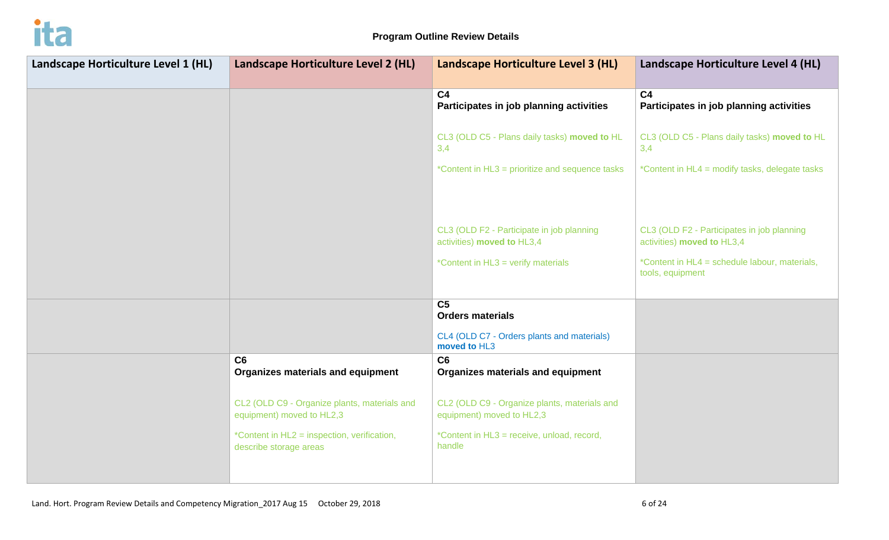**Program Outline Review Details**

| Landscape Horticulture Level 1 (HL) | Landscape Horticulture Level 2 (HL) | Landscape Horticulture Level 3 (HL) | Landscape Horticulture Level 4 (HL) |
|---|---|---|---|
| | | **C4**<br>**Participates in job planning activities**<br><br>CL3 (OLD C5 - Plans daily tasks) **moved to** HL 3,4<br><br>*Content in HL3 = prioritize and sequence tasks<br><br>CL3 (OLD F2 - Participate in job planning activities) **moved to** HL3,4<br><br>*Content in HL3 = verify materials | **C4**<br>**Participates in job planning activities**<br><br>CL3 (OLD C5 - Plans daily tasks) **moved to** HL 3,4<br><br>*Content in HL4 = modify tasks, delegate tasks<br><br>CL3 (OLD F2 - Participates in job planning activities) **moved to** HL3,4<br><br>*Content in HL4 = schedule labour, materials, tools, equipment |
| | | **C5**<br>**Orders materials**<br><br>CL4 (OLD C7 - Orders plants and materials) **moved to** HL3 | |
| | **C6**<br>**Organizes materials and equipment**<br><br>CL2 (OLD C9 - Organize plants, materials and equipment) moved to HL2,3<br><br>*Content in HL2 = inspection, verification, describe storage areas | **C6**<br>**Organizes materials and equipment**<br><br>CL2 (OLD C9 - Organize plants, materials and equipment) moved to HL2,3<br><br>*Content in HL3 = receive, unload, record, handle | |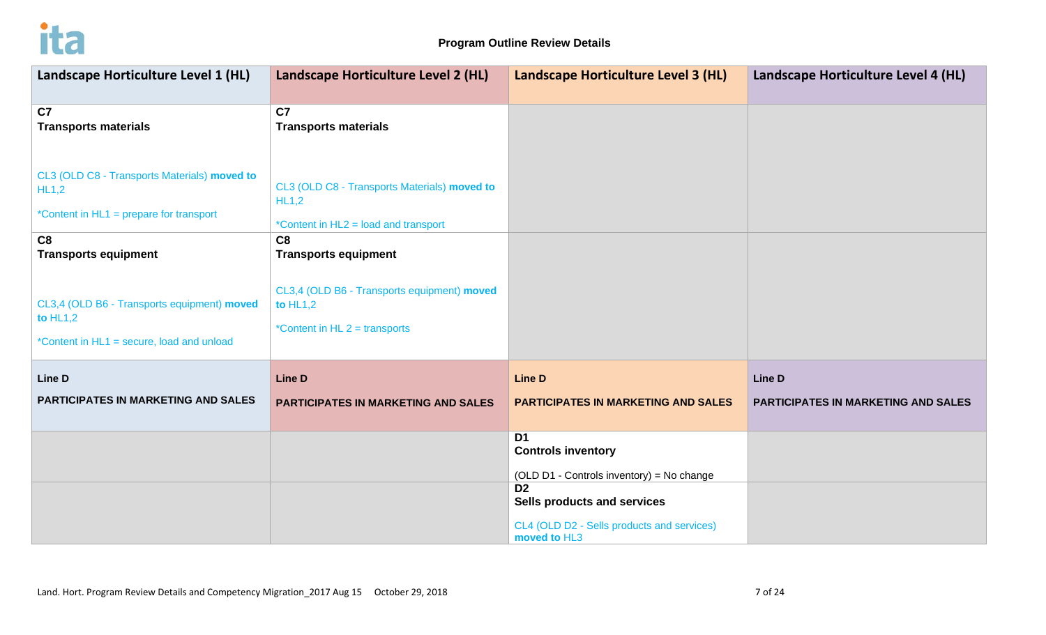**Program Outline Review Details**

| Landscape Horticulture Level 1 (HL) | Landscape Horticulture Level 2 (HL) | Landscape Horticulture Level 3 (HL) | Landscape Horticulture Level 4 (HL) |
|---|---|---|---|
| **C7**<br>**Transports materials**<br><br>CL3 (OLD C8 - Transports Materials) **moved to** HL1,2<br><br>*Content in HL1 = prepare for transport | **C7**<br>**Transports materials**<br><br>CL3 (OLD C8 - Transports Materials) **moved to** HL1,2<br><br>*Content in HL2 = load and transport | | |
| **C8**<br>**Transports equipment**<br><br>CL3,4 (OLD B6 - Transports equipment) **moved to** HL1,2<br><br>*Content in HL1 = secure, load and unload | **C8**<br>**Transports equipment**<br><br>CL3,4 (OLD B6 - Transports equipment) **moved to** HL1,2<br><br>*Content in HL 2 = transports | | |
| **Line D**<br><br>**PARTICIPATES IN MARKETING AND SALES** | **Line D**<br><br>**PARTICIPATES IN MARKETING AND SALES** | **Line D**<br><br>**PARTICIPATES IN MARKETING AND SALES** | **Line D**<br><br>**PARTICIPATES IN MARKETING AND SALES** |
| | | **D1**<br>**Controls inventory**<br><br>(OLD D1 - Controls inventory) = No change | |
| | | **D2**<br>**Sells products and services**<br><br>CL4 (OLD D2 - Sells products and services) **moved to** HL3 | |

Land. Hort. Program Review Details and Competency Migration_2017 Aug 15 October 29, 2018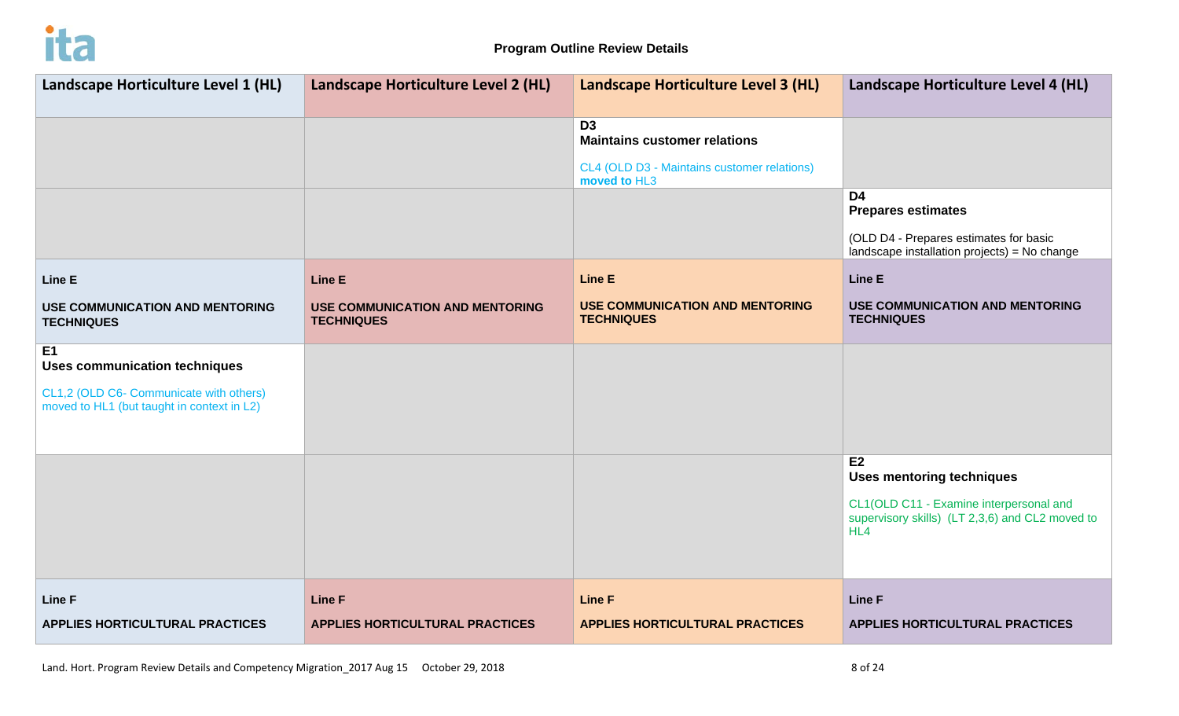**Program Outline Review Details**

| Landscape Horticulture Level 1 (HL) | Landscape Horticulture Level 2 (HL) | Landscape Horticulture Level 3 (HL) | Landscape Horticulture Level 4 (HL) |
|---|---|---|---|
| | | **D3**<br>**Maintains customer relations**<br><br>CL4 (OLD D3 - Maintains customer relations) **moved to** HL3 | |
| | | | **D4**<br>**Prepares estimates**<br><br>(OLD D4 - Prepares estimates for basic landscape installation projects) = No change |
| **Line E**<br><br>**USE COMMUNICATION AND MENTORING TECHNIQUES** | **Line E**<br><br>**USE COMMUNICATION AND MENTORING TECHNIQUES** | **Line E**<br><br>**USE COMMUNICATION AND MENTORING TECHNIQUES** | **Line E**<br><br>**USE COMMUNICATION AND MENTORING TECHNIQUES** |
| **E1**<br>**Uses communication techniques**<br><br>CL1,2 (OLD C6- Communicate with others) moved to HL1 (but taught in context in L2) | | | |
| | | | **E2**<br>**Uses mentoring techniques**<br><br>CL1(OLD C11 - Examine interpersonal and supervisory skills) (LT 2,3,6) and CL2 moved to HL4 |
| **Line F**<br><br>**APPLIES HORTICULTURAL PRACTICES** | **Line F**<br><br>**APPLIES HORTICULTURAL PRACTICES** | **Line F**<br><br>**APPLIES HORTICULTURAL PRACTICES** | **Line F**<br><br>**APPLIES HORTICULTURAL PRACTICES** |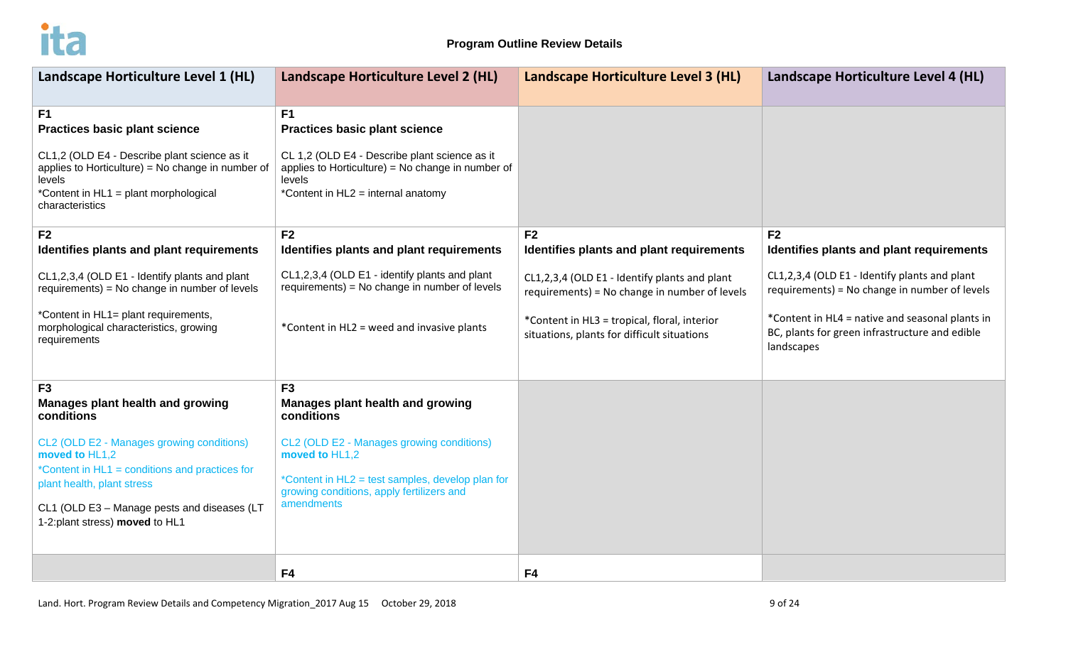**Program Outline Review Details**

| Landscape Horticulture Level 1 (HL) | Landscape Horticulture Level 2 (HL) | Landscape Horticulture Level 3 (HL) | Landscape Horticulture Level 4 (HL) |
|---|---|---|---|
| **F1**<br>**Practices basic plant science**<br><br>CL1,2 (OLD E4 - Describe plant science as it applies to Horticulture) = No change in number of levels<br>*Content in HL1 = plant morphological characteristics | **F1**<br>**Practices basic plant science**<br><br>CL 1,2 (OLD E4 - Describe plant science as it applies to Horticulture) = No change in number of levels<br>*Content in HL2 = internal anatomy | | |
| **F2**<br>**Identifies plants and plant requirements**<br><br>CL1,2,3,4 (OLD E1 - Identify plants and plant requirements) = No change in number of levels<br><br>*Content in HL1= plant requirements, morphological characteristics, growing requirements | **F2**<br>**Identifies plants and plant requirements**<br><br>CL1,2,3,4 (OLD E1 - identify plants and plant requirements) = No change in number of levels<br><br>*Content in HL2 = weed and invasive plants | **F2**<br>**Identifies plants and plant requirements**<br><br>CL1,2,3,4 (OLD E1 - Identify plants and plant requirements) = No change in number of levels<br><br>*Content in HL3 = tropical, floral, interior situations, plants for difficult situations | **F2**<br>**Identifies plants and plant requirements**<br><br>CL1,2,3,4 (OLD E1 - Identify plants and plant requirements) = No change in number of levels<br><br>*Content in HL4 = native and seasonal plants in BC, plants for green infrastructure and edible landscapes |
| **F3**<br>**Manages plant health and growing conditions**<br><br>CL2 (OLD E2 - Manages growing conditions) **moved to** HL1,2<br>*Content in HL1 = conditions and practices for plant health, plant stress<br><br>CL1 (OLD E3 – Manage pests and diseases (LT 1-2:plant stress) **moved** to HL1 | **F3**<br>**Manages plant health and growing conditions**<br><br>CL2 (OLD E2 - Manages growing conditions) **moved to** HL1,2<br><br>*Content in HL2 = test samples, develop plan for growing conditions, apply fertilizers and amendments | | |
| | **F4** | **F4** | |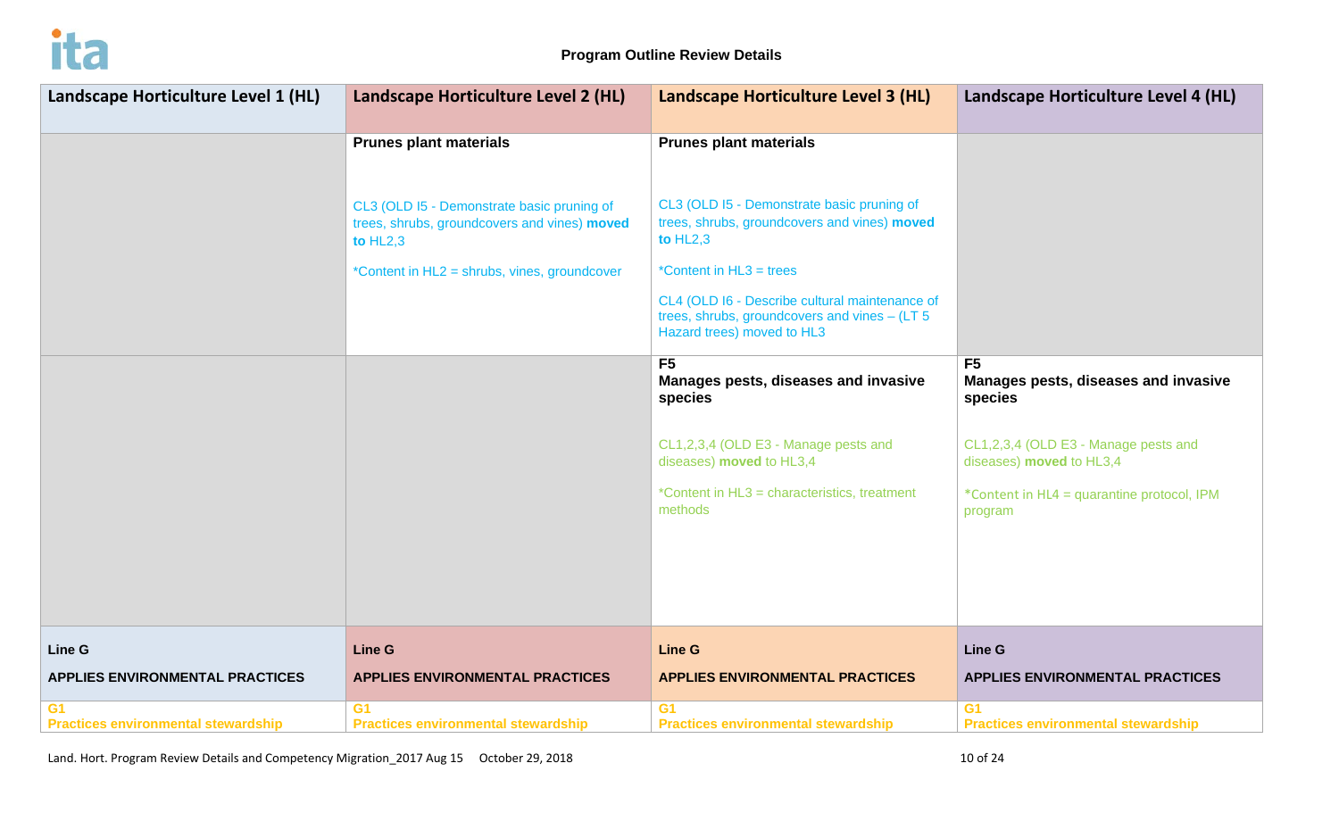**Program Outline Review Details**

| Landscape Horticulture Level 1 (HL) | Landscape Horticulture Level 2 (HL) | Landscape Horticulture Level 3 (HL) | Landscape Horticulture Level 4 (HL) |
|---|---|---|---|
| | **Prunes plant materials**<br><br>CL3 (OLD I5 - Demonstrate basic pruning of trees, shrubs, groundcovers and vines) **moved to** HL2,3<br><br>*Content in HL2 = shrubs, vines, groundcover | **Prunes plant materials**<br><br>CL3 (OLD I5 - Demonstrate basic pruning of trees, shrubs, groundcovers and vines) **moved to** HL2,3<br><br>*Content in HL3 = trees<br><br>CL4 (OLD I6 - Describe cultural maintenance of trees, shrubs, groundcovers and vines – (LT 5 Hazard trees) moved to HL3 | |
| | | **F5**<br>**Manages pests, diseases and invasive species**<br><br>CL1,2,3,4 (OLD E3 - Manage pests and diseases) **moved** to HL3,4<br><br>*Content in HL3 = characteristics, treatment methods | **F5**<br>**Manages pests, diseases and invasive species**<br><br>CL1,2,3,4 (OLD E3 - Manage pests and diseases) **moved** to HL3,4<br><br>*Content in HL4 = quarantine protocol, IPM program |
| **Line G**<br><br>**APPLIES ENVIRONMENTAL PRACTICES** | **Line G**<br><br>**APPLIES ENVIRONMENTAL PRACTICES** | **Line G**<br><br>**APPLIES ENVIRONMENTAL PRACTICES** | **Line G**<br><br>**APPLIES ENVIRONMENTAL PRACTICES** |
| **G1**<br>**Practices environmental stewardship** | **G1**<br>**Practices environmental stewardship** | **G1**<br>**Practices environmental stewardship** | **G1**<br>**Practices environmental stewardship** |

Land. Hort. Program Review Details and Competency Migration_2017 Aug 15 October 29, 2018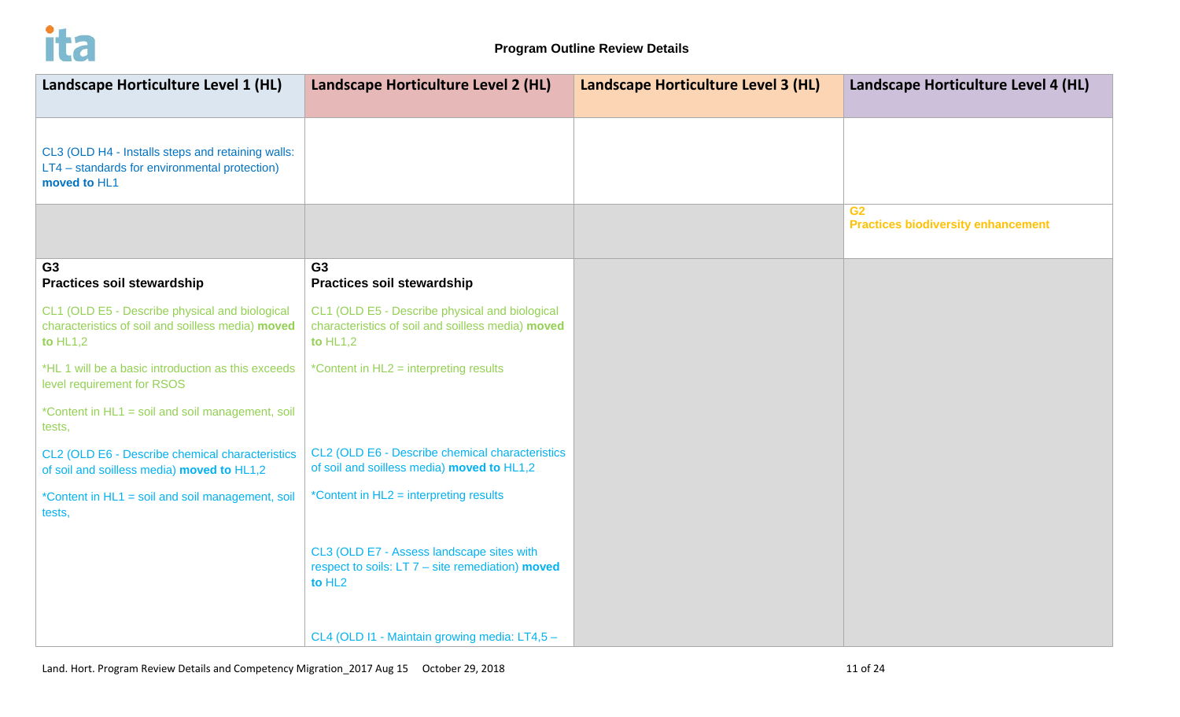**Program Outline Review Details**

| Landscape Horticulture Level 1 (HL) | Landscape Horticulture Level 2 (HL) | Landscape Horticulture Level 3 (HL) | Landscape Horticulture Level 4 (HL) |
|---|---|---|---|
| CL3 (OLD H4 - Installs steps and retaining walls: LT4 – standards for environmental protection) **moved to** HL1 | | | |
| | | | G2<br>**Practices biodiversity enhancement** |
| G3<br>**Practices soil stewardship**<br><br>CL1 (OLD E5 - Describe physical and biological characteristics of soil and soilless media) **moved to** HL1,2<br><br>*HL 1 will be a basic introduction as this exceeds level requirement for RSOS<br><br>*Content in HL1 = soil and soil management, soil tests,<br><br>CL2 (OLD E6 - Describe chemical characteristics of soil and soilless media) **moved to** HL1,2<br><br>*Content in HL1 = soil and soil management, soil tests, | G3<br>**Practices soil stewardship**<br><br>CL1 (OLD E5 - Describe physical and biological characteristics of soil and soilless media) **moved to** HL1,2<br><br>*Content in HL2 = interpreting results<br><br>CL2 (OLD E6 - Describe chemical characteristics of soil and soilless media) **moved to** HL1,2<br><br>*Content in HL2 = interpreting results<br><br>CL3 (OLD E7 - Assess landscape sites with respect to soils: LT 7 – site remediation) **moved to** HL2<br><br>CL4 (OLD I1 - Maintain growing media: LT4,5 – | | |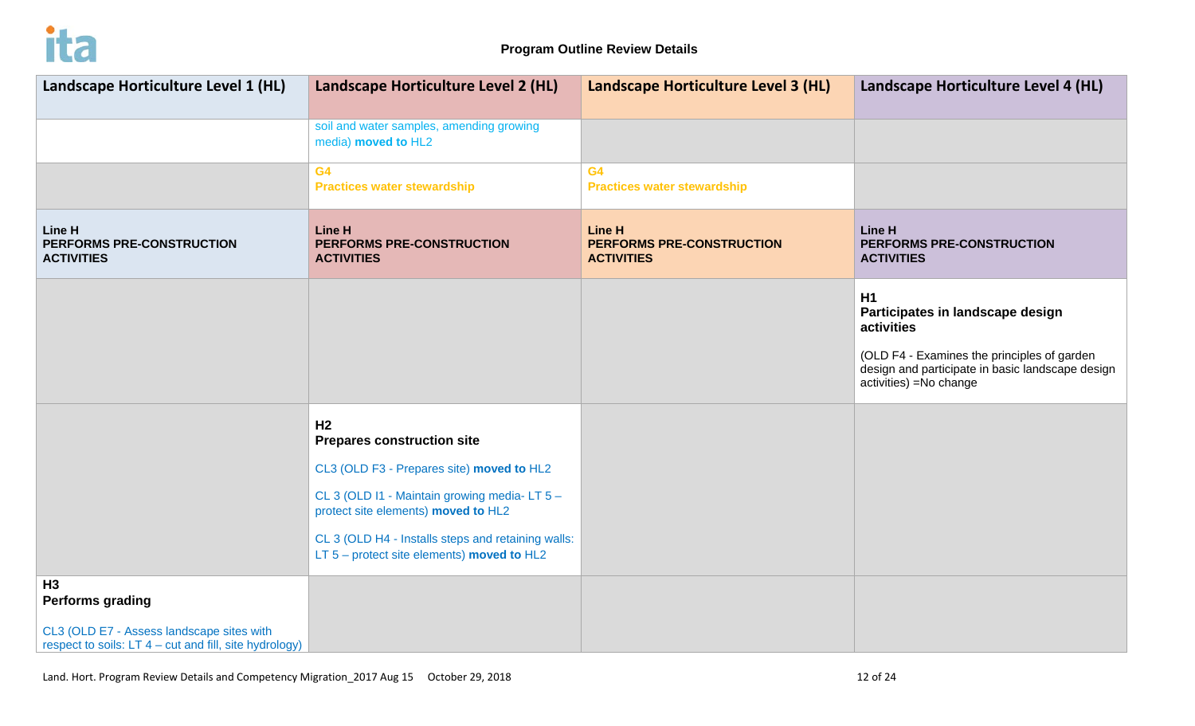**Program Outline Review Details**

| Landscape Horticulture Level 1 (HL) | Landscape Horticulture Level 2 (HL) | Landscape Horticulture Level 3 (HL) | Landscape Horticulture Level 4 (HL) |
|---|---|---|---|
| | soil and water samples, amending growing media) **moved to** HL2 | | |
| | **G4**<br>**Practices water stewardship** | **G4**<br>**Practices water stewardship** | |
| **Line H**<br>**PERFORMS PRE-CONSTRUCTION ACTIVITIES** | **Line H**<br>**PERFORMS PRE-CONSTRUCTION ACTIVITIES** | **Line H**<br>**PERFORMS PRE-CONSTRUCTION ACTIVITIES** | **Line H**<br>**PERFORMS PRE-CONSTRUCTION ACTIVITIES** |
| | | | **H1**<br>**Participates in landscape design activities**<br><br>(OLD F4 - Examines the principles of garden design and participate in basic landscape design activities) =No change |
| | **H2**<br>**Prepares construction site**<br><br>CL3 (OLD F3 - Prepares site) **moved to** HL2<br><br>CL 3 (OLD I1 - Maintain growing media- LT 5 – protect site elements) **moved to** HL2<br><br>CL 3 (OLD H4 - Installs steps and retaining walls: LT 5 – protect site elements) **moved to** HL2 | | |
| **H3**<br>**Performs grading**<br><br>CL3 (OLD E7 - Assess landscape sites with respect to soils: LT 4 – cut and fill, site hydrology) | | | |

Land. Hort. Program Review Details and Competency Migration_2017 Aug 15 October 29, 2018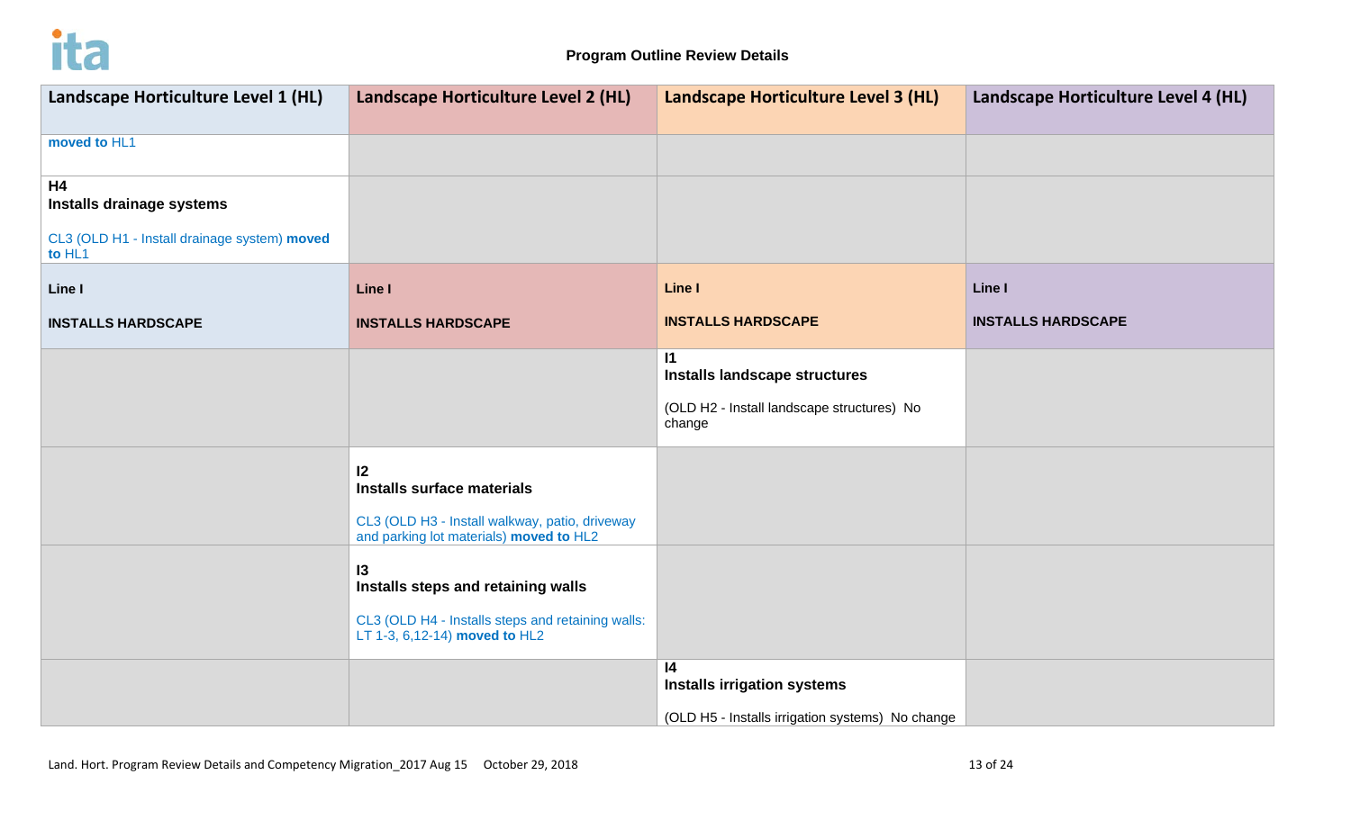**Program Outline Review Details**

| Landscape Horticulture Level 1 (HL) | Landscape Horticulture Level 2 (HL) | Landscape Horticulture Level 3 (HL) | Landscape Horticulture Level 4 (HL) |
|---|---|---|---|
| **moved to** HL1 | | | |
| **H4**<br>**Installs drainage systems**<br><br>CL3 (OLD H1 - Install drainage system) **moved to** HL1 | | | |
| **Line I**<br><br>**INSTALLS HARDSCAPE** | **Line I**<br><br>**INSTALLS HARDSCAPE** | **Line I**<br><br>**INSTALLS HARDSCAPE** | **Line I**<br><br>**INSTALLS HARDSCAPE** |
| | | **I1**<br>**Installs landscape structures**<br><br>(OLD H2 - Install landscape structures) No change | |
| | **I2**<br>**Installs surface materials**<br><br>CL3 (OLD H3 - Install walkway, patio, driveway and parking lot materials) **moved to** HL2 | | |
| | **I3**<br>**Installs steps and retaining walls**<br><br>CL3 (OLD H4 - Installs steps and retaining walls: LT 1-3, 6,12-14) **moved to** HL2 | | |
| | | **I4**<br>**Installs irrigation systems**<br><br>(OLD H5 - Installs irrigation systems) No change | |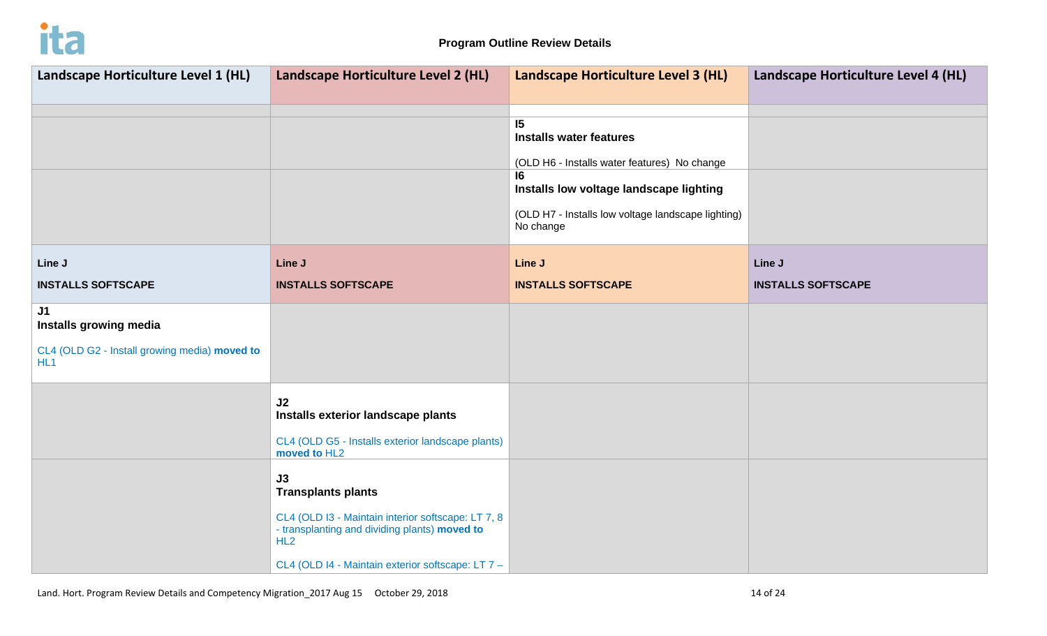**Program Outline Review Details**

| Landscape Horticulture Level 1 (HL) | Landscape Horticulture Level 2 (HL) | Landscape Horticulture Level 3 (HL) | Landscape Horticulture Level 4 (HL) |
|---|---|---|---|
| | | | |
| | | **I5**<br>**Installs water features**<br><br>(OLD H6 - Installs water features) No change | |
| | | **I6**<br>**Installs low voltage landscape lighting**<br><br>(OLD H7 - Installs low voltage landscape lighting) No change | |
| **Line J**<br><br>**INSTALLS SOFTSCAPE** | **Line J**<br><br>**INSTALLS SOFTSCAPE** | **Line J**<br><br>**INSTALLS SOFTSCAPE** | **Line J**<br><br>**INSTALLS SOFTSCAPE** |
| **J1**<br>**Installs growing media**<br><br>CL4 (OLD G2 - Install growing media) **moved to** HL1 | | | |
| | **J2**<br>**Installs exterior landscape plants**<br><br>CL4 (OLD G5 - Installs exterior landscape plants) **moved to** HL2 | | |
| | **J3**<br>**Transplants plants**<br><br>CL4 (OLD I3 - Maintain interior softscape: LT 7, 8 - transplanting and dividing plants) **moved to** HL2<br><br>CL4 (OLD I4 - Maintain exterior softscape: LT 7 – | | |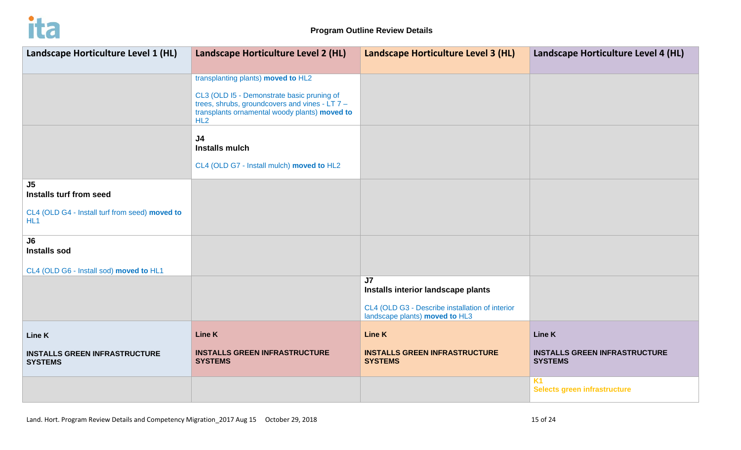**Program Outline Review Details**

| Landscape Horticulture Level 1 (HL) | Landscape Horticulture Level 2 (HL) | Landscape Horticulture Level 3 (HL) | Landscape Horticulture Level 4 (HL) |
|---|---|---|---|
| | transplanting plants) **moved to** HL2<br><br>CL3 (OLD I5 - Demonstrate basic pruning of trees, shrubs, groundcovers and vines - LT 7 – transplants ornamental woody plants) **moved to** HL2 | | |
| | **J4**<br>**Installs mulch**<br><br>CL4 (OLD G7 - Install mulch) **moved to** HL2 | | |
| **J5**<br>**Installs turf from seed**<br><br>CL4 (OLD G4 - Install turf from seed) **moved to** HL1 | | | |
| **J6**<br>**Installs sod**<br><br>CL4 (OLD G6 - Install sod) **moved to** HL1 | | | |
| | | **J7**<br>**Installs interior landscape plants**<br><br>CL4 (OLD G3 - Describe installation of interior landscape plants) **moved to** HL3 | |
| **Line K**<br><br>**INSTALLS GREEN INFRASTRUCTURE SYSTEMS** | **Line K**<br><br>**INSTALLS GREEN INFRASTRUCTURE SYSTEMS** | **Line K**<br><br>**INSTALLS GREEN INFRASTRUCTURE SYSTEMS** | **Line K**<br><br>**INSTALLS GREEN INFRASTRUCTURE SYSTEMS** |
| | | | **K1**<br>**Selects green infrastructure** |

Land. Hort. Program Review Details and Competency Migration_2017 Aug 15 October 29, 2018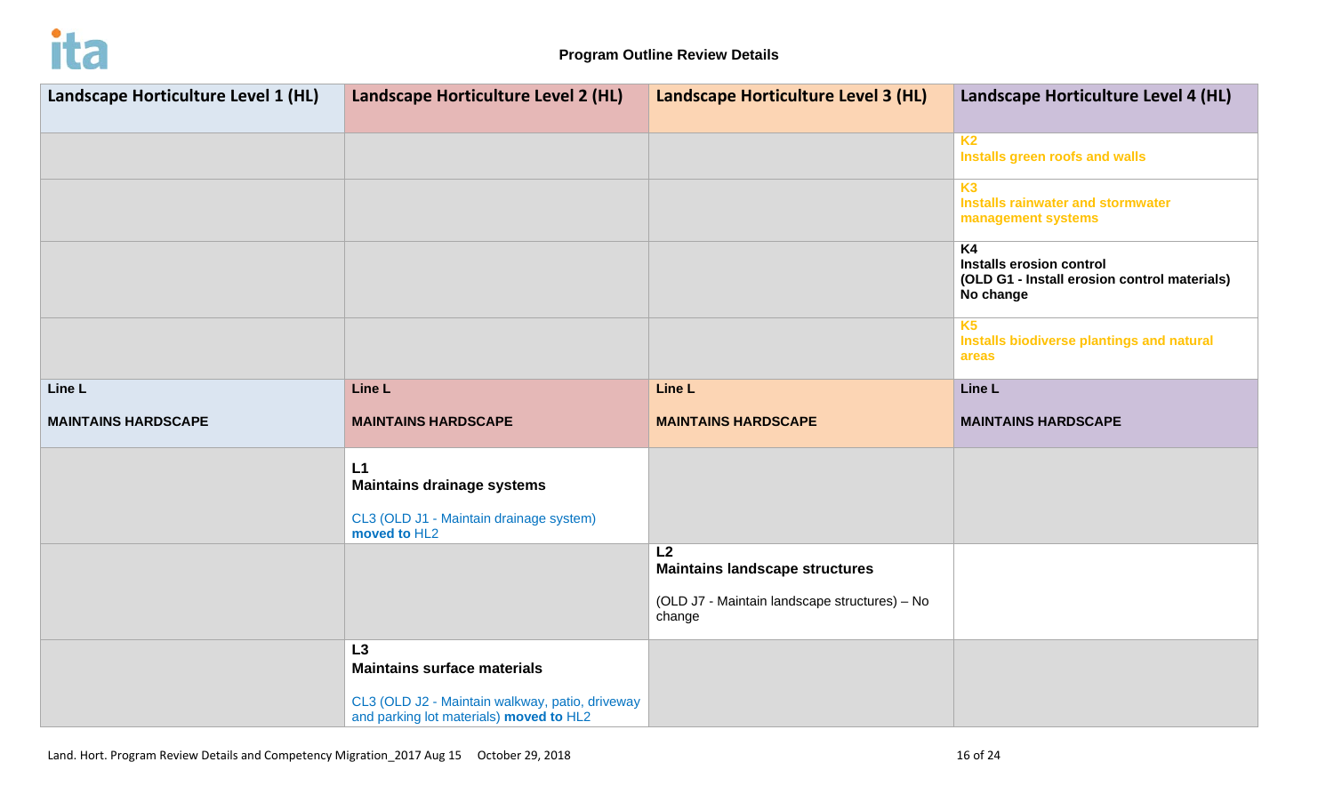**Program Outline Review Details**

| Landscape Horticulture Level 1 (HL) | Landscape Horticulture Level 2 (HL) | Landscape Horticulture Level 3 (HL) | Landscape Horticulture Level 4 (HL) |
|---|---|---|---|
| | | | **K2**<br>**Installs green roofs and walls** |
| | | | **K3**<br>**Installs rainwater and stormwater management systems** |
| | | | **K4**<br>**Installs erosion control**<br>**(OLD G1 - Install erosion control materials) No change** |
| | | | **K5**<br>**Installs biodiverse plantings and natural areas** |
| **Line L**<br><br>**MAINTAINS HARDSCAPE** | **Line L**<br><br>**MAINTAINS HARDSCAPE** | **Line L**<br><br>**MAINTAINS HARDSCAPE** | **Line L**<br><br>**MAINTAINS HARDSCAPE** |
| | **L1**<br>**Maintains drainage systems**<br><br>CL3 (OLD J1 - Maintain drainage system) **moved to** HL2 | | |
| | | **L2**<br>**Maintains landscape structures**<br><br>(OLD J7 - Maintain landscape structures) – No change | |
| | **L3**<br>**Maintains surface materials**<br><br>CL3 (OLD J2 - Maintain walkway, patio, driveway and parking lot materials) **moved to** HL2 | | |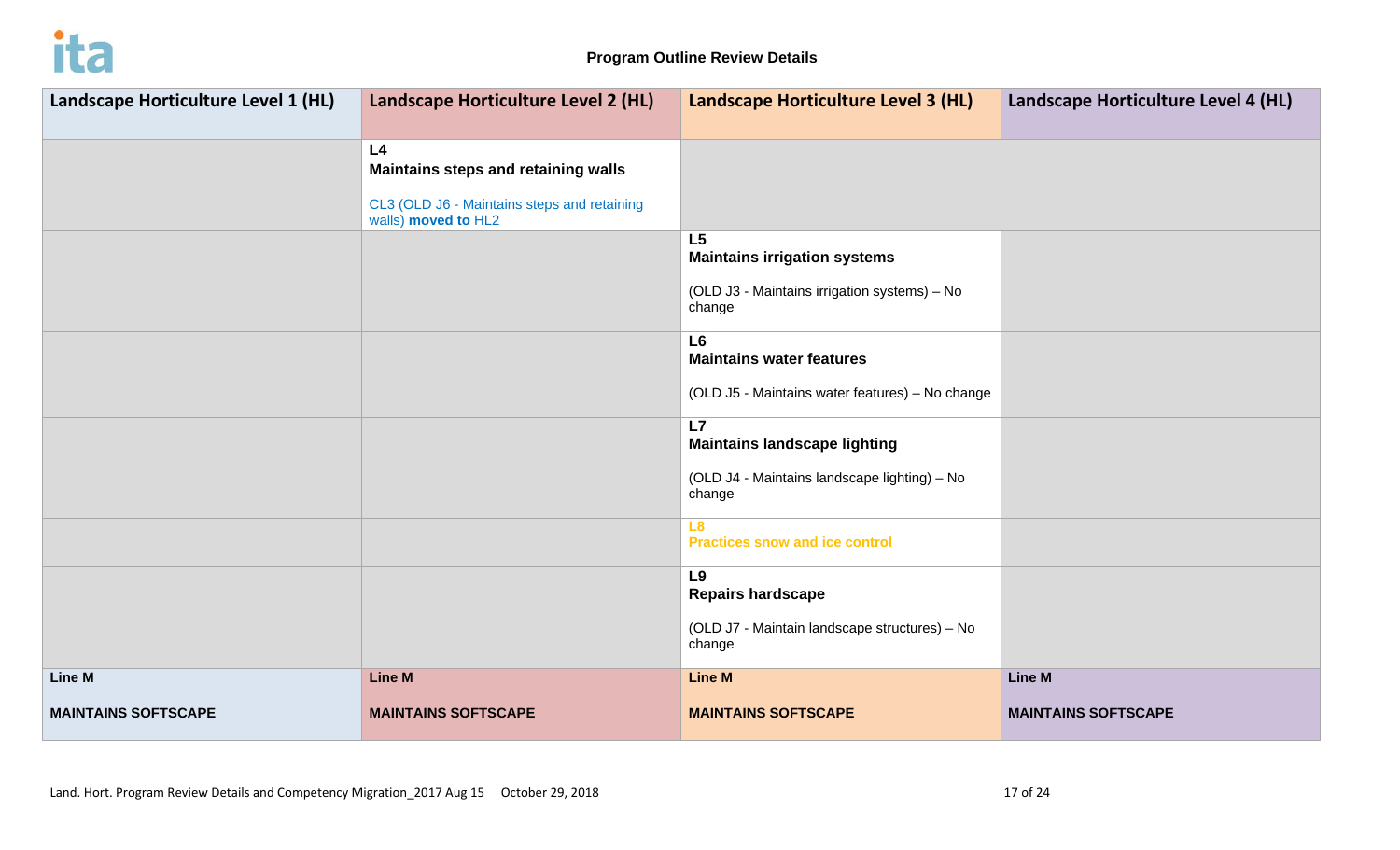**Program Outline Review Details**

| Landscape Horticulture Level 1 (HL) | Landscape Horticulture Level 2 (HL) | Landscape Horticulture Level 3 (HL) | Landscape Horticulture Level 4 (HL) |
|---|---|---|---|
| | **L4**<br>**Maintains steps and retaining walls**<br><br>CL3 (OLD J6 - Maintains steps and retaining walls) **moved to** HL2 | | |
| | | **L5**<br>**Maintains irrigation systems**<br><br>(OLD J3 - Maintains irrigation systems) – No change | |
| | | **L6**<br>**Maintains water features**<br><br>(OLD J5 - Maintains water features) – No change | |
| | | **L7**<br>**Maintains landscape lighting**<br><br>(OLD J4 - Maintains landscape lighting) – No change | |
| | | **L8**<br>**Practices snow and ice control** | |
| | | **L9**<br>**Repairs hardscape**<br><br>(OLD J7 - Maintain landscape structures) – No change | |
| **Line M**<br><br>**MAINTAINS SOFTSCAPE** | **Line M**<br><br>**MAINTAINS SOFTSCAPE** | **Line M**<br><br>**MAINTAINS SOFTSCAPE** | **Line M**<br><br>**MAINTAINS SOFTSCAPE** |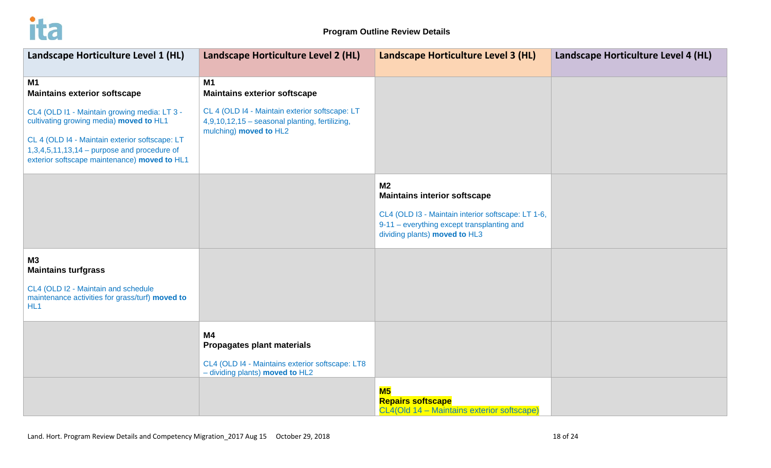**Program Outline Review Details**

| Landscape Horticulture Level 1 (HL) | Landscape Horticulture Level 2 (HL) | Landscape Horticulture Level 3 (HL) | Landscape Horticulture Level 4 (HL) |
|---|---|---|---|
| **M1**<br>**Maintains exterior softscape**<br><br>CL4 (OLD I1 - Maintain growing media: LT 3 - cultivating growing media) **moved to** HL1<br><br>CL 4 (OLD I4 - Maintain exterior softscape: LT 1,3,4,5,11,13,14 – purpose and procedure of exterior softscape maintenance) **moved to** HL1 | **M1**<br>**Maintains exterior softscape**<br><br>CL 4 (OLD I4 - Maintain exterior softscape: LT 4,9,10,12,15 – seasonal planting, fertilizing, mulching) **moved to** HL2 | | |
| | | **M2**<br>**Maintains interior softscape**<br><br>CL4 (OLD I3 - Maintain interior softscape: LT 1-6, 9-11 – everything except transplanting and dividing plants) **moved to** HL3 | |
| **M3**<br>**Maintains turfgrass**<br><br>CL4 (OLD I2 - Maintain and schedule maintenance activities for grass/turf) **moved to** HL1 | | | |
| | **M4**<br>**Propagates plant materials**<br><br>CL4 (OLD I4 - Maintains exterior softscape: LT8 – dividing plants) **moved to** HL2 | | |
| | | **M5**<br>**Repairs softscape**<br>CL4(Old 14 – Maintains exterior softscape) | |

Land. Hort. Program Review Details and Competency Migration_2017 Aug 15 October 29, 2018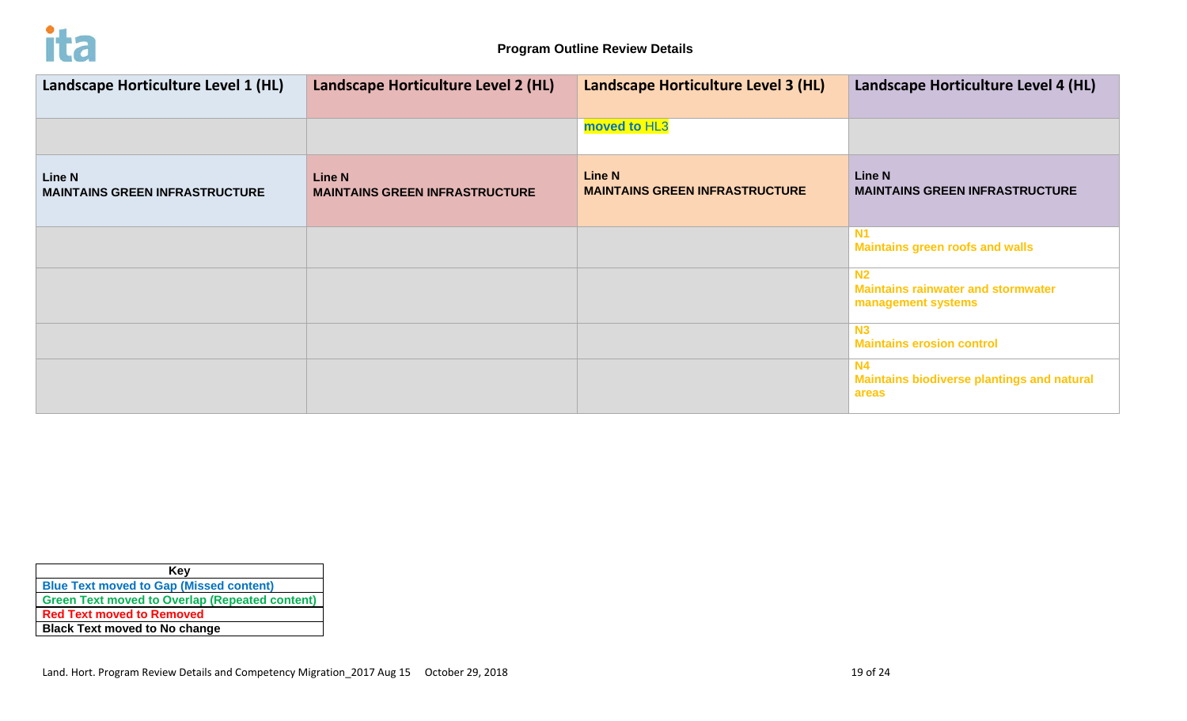**Program Outline Review Details**

| Landscape Horticulture Level 1 (HL) | Landscape Horticulture Level 2 (HL) | Landscape Horticulture Level 3 (HL) | Landscape Horticulture Level 4 (HL) |
|---|---|---|---|
| | | **moved to** HL3 | |
| **Line N**<br>**MAINTAINS GREEN INFRASTRUCTURE** | **Line N**<br>**MAINTAINS GREEN INFRASTRUCTURE** | **Line N**<br>**MAINTAINS GREEN INFRASTRUCTURE** | **Line N**<br>**MAINTAINS GREEN INFRASTRUCTURE** |
| | | | **N1**<br>**Maintains green roofs and walls** |
| | | | **N2**<br>**Maintains rainwater and stormwater management systems** |
| | | | **N3**<br>**Maintains erosion control** |
| | | | **N4**<br>**Maintains biodiverse plantings and natural areas** |

| Key |
|---|
| **Blue Text moved to Gap (Missed content)** |
| **Green Text moved to Overlap (Repeated content)** |
| **Red Text moved to Removed** |
| **Black Text moved to No change** |

Land. Hort. Program Review Details and Competency Migration_2017 Aug 15 October 29, 2018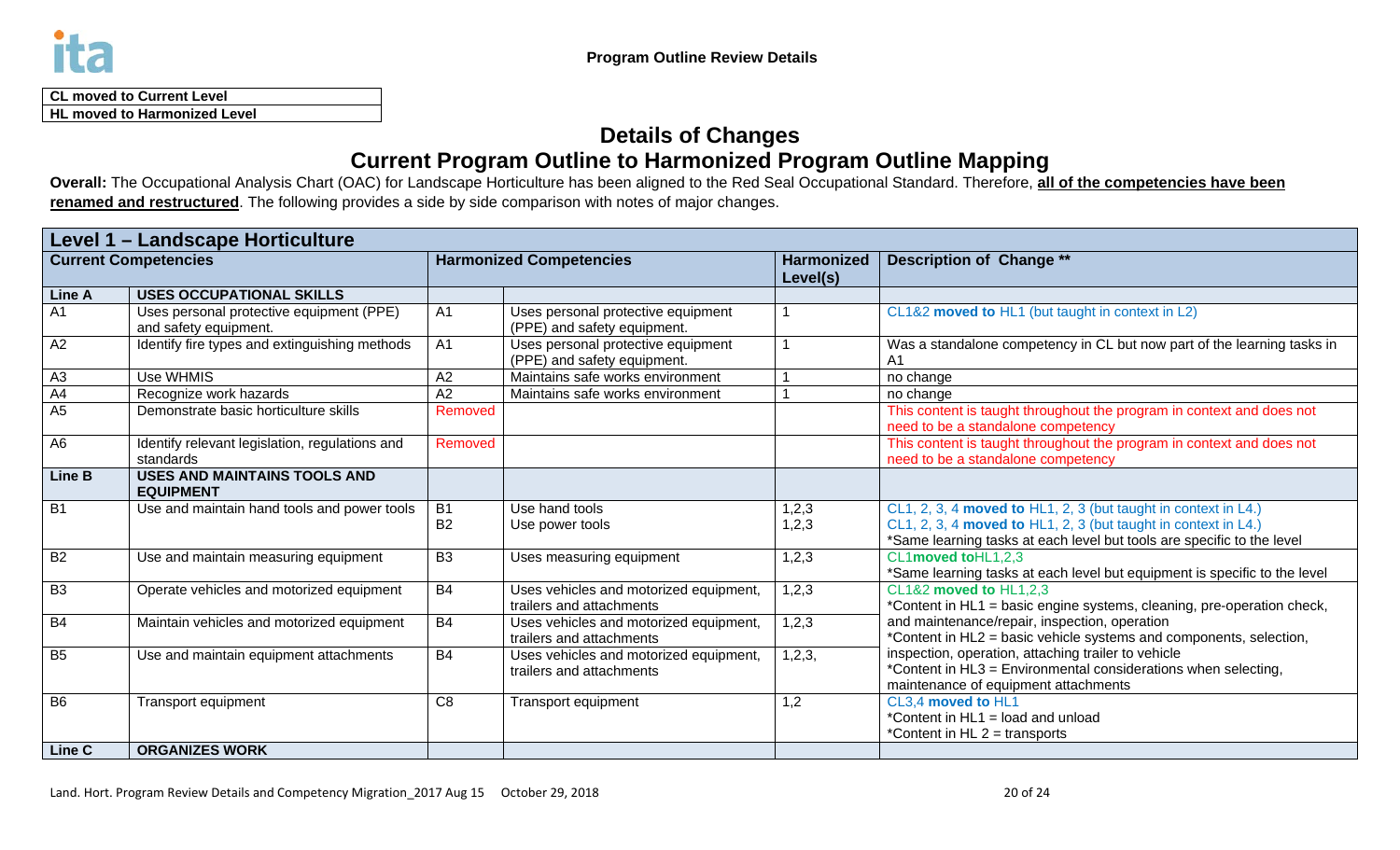**Program Outline Review Details**

| CL moved to Current Level |
|---|
| HL moved to Harmonized Level |

## Details of Changes

## Current Program Outline to Harmonized Program Outline Mapping

**Overall:** The Occupational Analysis Chart (OAC) for Landscape Horticulture has been aligned to the Red Seal Occupational Standard. Therefore, **all of the competencies have been renamed and restructured**. The following provides a side by side comparison with notes of major changes.

| **Level 1 – Landscape Horticulture** | | | | | |
|---|---|---|---|---|---|
| **Current Competencies** | | **Harmonized Competencies** | | **Harmonized Level(s)** | **Description of Change \*\*** |
| **Line A** | **USES OCCUPATIONAL SKILLS** | | | | |
| A1 | Uses personal protective equipment (PPE) and safety equipment. | A1 | Uses personal protective equipment (PPE) and safety equipment. | 1 | CL1&2 **moved to** HL1 (but taught in context in L2) |
| A2 | Identify fire types and extinguishing methods | A1 | Uses personal protective equipment (PPE) and safety equipment. | 1 | Was a standalone competency in CL but now part of the learning tasks in A1 |
| A3 | Use WHMIS | A2 | Maintains safe works environment | 1 | no change |
| A4 | Recognize work hazards | A2 | Maintains safe works environment | 1 | no change |
| A5 | Demonstrate basic horticulture skills | Removed | | | This content is taught throughout the program in context and does not need to be a standalone competency |
| A6 | Identify relevant legislation, regulations and standards | Removed | | | This content is taught throughout the program in context and does not need to be a standalone competency |
| **Line B** | **USES AND MAINTAINS TOOLS AND EQUIPMENT** | | | | |
| B1 | Use and maintain hand tools and power tools | B1<br>B2 | Use hand tools<br>Use power tools | 1,2,3<br>1,2,3 | CL1, 2, 3, 4 **moved to** HL1, 2, 3 (but taught in context in L4.)<br>CL1, 2, 3, 4 **moved to** HL1, 2, 3 (but taught in context in L4.)<br>*Same learning tasks at each level but tools are specific to the level |
| B2 | Use and maintain measuring equipment | B3 | Uses measuring equipment | 1,2,3 | CL1**moved to**HL1,2,3<br>*Same learning tasks at each level but equipment is specific to the level |
| B3 | Operate vehicles and motorized equipment | B4 | Uses vehicles and motorized equipment, trailers and attachments | 1,2,3 | CL1&2 **moved to** HL1,2,3<br>*Content in HL1 = basic engine systems, cleaning, pre-operation check, and maintenance/repair, inspection, operation<br>*Content in HL2 = basic vehicle systems and components, selection, inspection, operation, attaching trailer to vehicle<br>*Content in HL3 = Environmental considerations when selecting, maintenance of equipment attachments |
| B4 | Maintain vehicles and motorized equipment | B4 | Uses vehicles and motorized equipment, trailers and attachments | 1,2,3 | |
| B5 | Use and maintain equipment attachments | B4 | Uses vehicles and motorized equipment, trailers and attachments | 1,2,3, | |
| B6 | Transport equipment | C8 | Transport equipment | 1,2 | CL3,4 **moved to** HL1<br>*Content in HL1 = load and unload<br>*Content in HL 2 = transports |
| **Line C** | **ORGANIZES WORK** | | | | |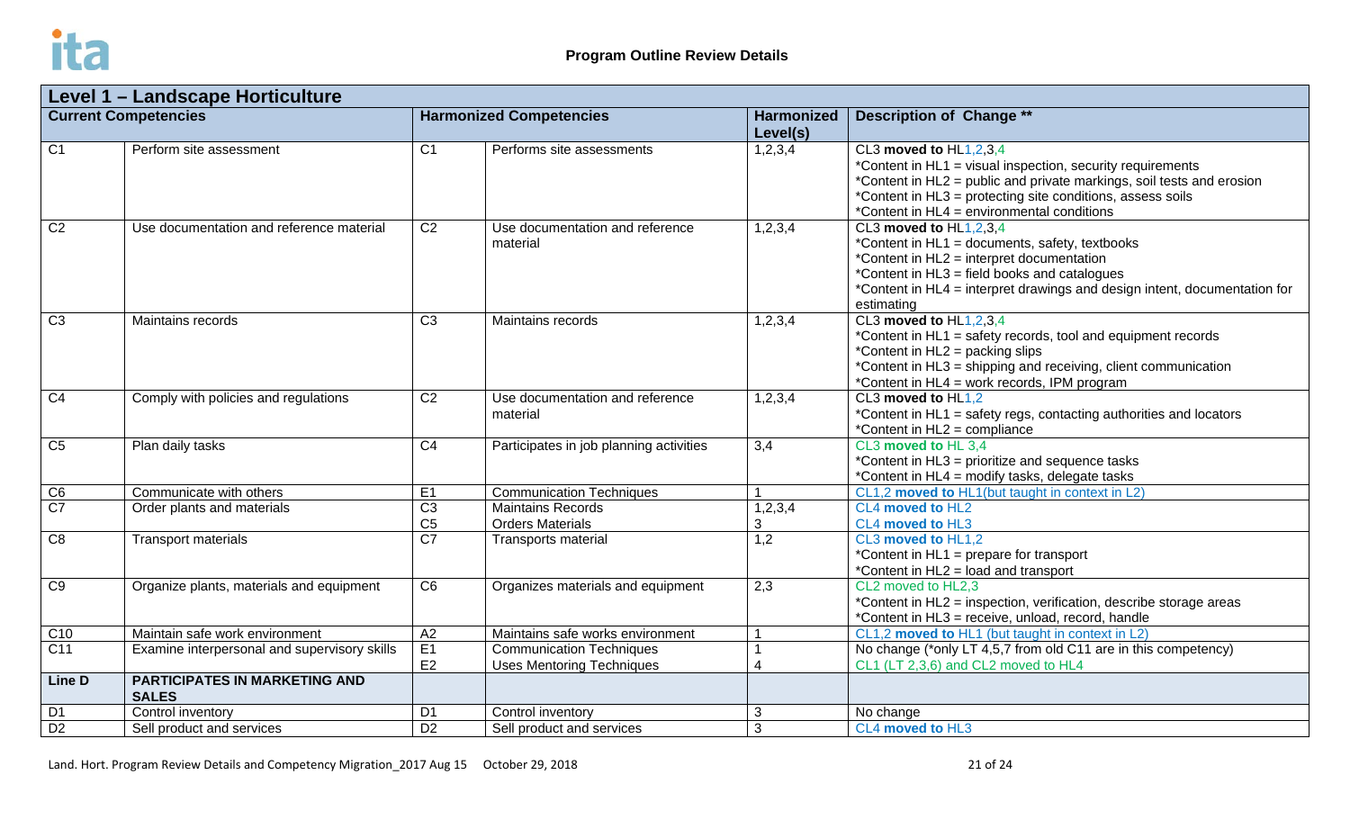## Program Outline Review Details

| Level 1 – Landscape Horticulture | | | | | |
|---|---|---|---|---|---|
| **Current Competencies** | | **Harmonized Competencies** | | **Harmonized Level(s)** | **Description of Change \*\*** |
| C1 | Perform site assessment | C1 | Performs site assessments | 1,2,3,4 | CL3 **moved to** HL1,2,3,4<br>\*Content in HL1 = visual inspection, security requirements<br>\*Content in HL2 = public and private markings, soil tests and erosion<br>\*Content in HL3 = protecting site conditions, assess soils<br>\*Content in HL4 = environmental conditions |
| C2 | Use documentation and reference material | C2 | Use documentation and reference material | 1,2,3,4 | CL3 **moved to** HL1,2,3,4<br>\*Content in HL1 = documents, safety, textbooks<br>\*Content in HL2 = interpret documentation<br>\*Content in HL3 = field books and catalogues<br>\*Content in HL4 = interpret drawings and design intent, documentation for estimating |
| C3 | Maintains records | C3 | Maintains records | 1,2,3,4 | CL3 **moved to** HL1,2,3,4<br>\*Content in HL1 = safety records, tool and equipment records<br>\*Content in HL2 = packing slips<br>\*Content in HL3 = shipping and receiving, client communication<br>\*Content in HL4 = work records, IPM program |
| C4 | Comply with policies and regulations | C2 | Use documentation and reference material | 1,2,3,4 | CL3 **moved to** HL1,2<br>\*Content in HL1 = safety regs, contacting authorities and locators<br>\*Content in HL2 = compliance |
| C5 | Plan daily tasks | C4 | Participates in job planning activities | 3,4 | CL3 **moved to** HL 3,4<br>\*Content in HL3 = prioritize and sequence tasks<br>\*Content in HL4 = modify tasks, delegate tasks |
| C6 | Communicate with others | E1 | Communication Techniques | 1 | CL1,2 **moved to** HL1(but taught in context in L2) |
| C7 | Order plants and materials | C3<br>C5 | Maintains Records<br>Orders Materials | 1,2,3,4<br>3 | CL4 **moved to** HL2<br>CL4 **moved to** HL3 |
| C8 | Transport materials | C7 | Transports material | 1,2 | CL3 **moved to** HL1,2<br>\*Content in HL1 = prepare for transport<br>\*Content in HL2 = load and transport |
| C9 | Organize plants, materials and equipment | C6 | Organizes materials and equipment | 2,3 | CL2 moved to HL2,3<br>\*Content in HL2 = inspection, verification, describe storage areas<br>\*Content in HL3 = receive, unload, record, handle |
| C10 | Maintain safe work environment | A2 | Maintains safe works environment | 1 | CL1,2 **moved to** HL1 (but taught in context in L2) |
| C11 | Examine interpersonal and supervisory skills | E1<br>E2 | Communication Techniques<br>Uses Mentoring Techniques | 1<br>4 | No change (\*only LT 4,5,7 from old C11 are in this competency)<br>CL1 (LT 2,3,6) and CL2 moved to HL4 |
| **Line D** | **PARTICIPATES IN MARKETING AND SALES** | | | | |
| D1 | Control inventory | D1 | Control inventory | 3 | No change |
| D2 | Sell product and services | D2 | Sell product and services | 3 | CL4 **moved to** HL3 |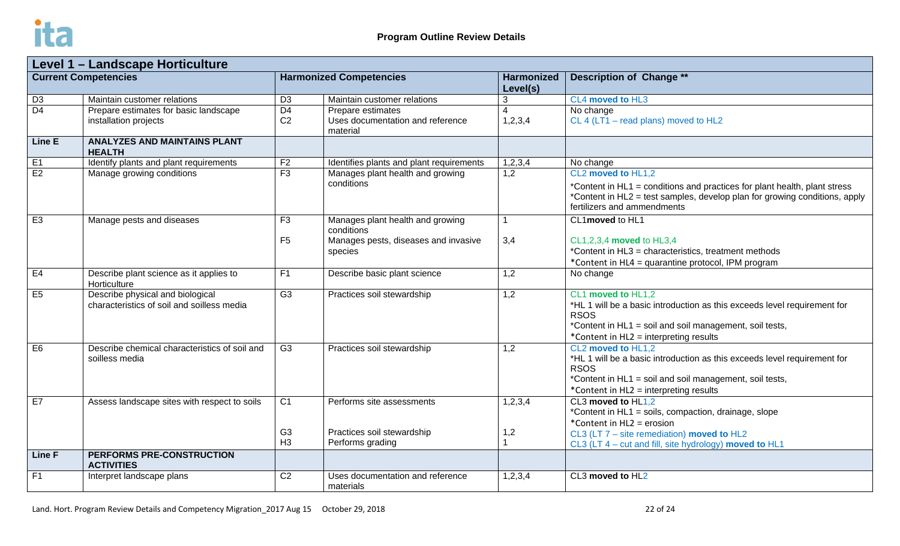**Program Outline Review Details**

| Level 1 – Landscape Horticulture | | | | | |
|---|---|---|---|---|---|
| **Current Competencies** | | **Harmonized Competencies** | | **Harmonized Level(s)** | **Description of Change \*\*** |
| D3 | Maintain customer relations | D3 | Maintain customer relations | 3 | CL4 **moved to** HL3 |
| D4 | Prepare estimates for basic landscape installation projects | D4<br>C2 | Prepare estimates<br>Uses documentation and reference material | 4<br>1,2,3,4 | No change<br>CL 4 (LT1 – read plans) moved to HL2 |
| **Line E** | **ANALYZES AND MAINTAINS PLANT HEALTH** | | | | |
| E1 | Identify plants and plant requirements | F2 | Identifies plants and plant requirements | 1,2,3,4 | No change |
| E2 | Manage growing conditions | F3 | Manages plant health and growing conditions | 1,2 | CL2 **moved to** HL1,2<br>*Content in HL1 = conditions and practices for plant health, plant stress<br>*Content in HL2 = test samples, develop plan for growing conditions, apply fertilizers and ammendments |
| E3 | Manage pests and diseases | F3<br>F5 | Manages plant health and growing conditions<br>Manages pests, diseases and invasive species | 1<br>3,4 | CL1**moved** to HL1<br>CL1,2,3,4 **moved** to HL3,4<br>*Content in HL3 = characteristics, treatment methods<br>*Content in HL4 = quarantine protocol, IPM program |
| E4 | Describe plant science as it applies to Horticulture | F1 | Describe basic plant science | 1,2 | No change |
| E5 | Describe physical and biological characteristics of soil and soilless media | G3 | Practices soil stewardship | 1,2 | CL1 **moved to** HL1,2<br>*HL 1 will be a basic introduction as this exceeds level requirement for RSOS<br>*Content in HL1 = soil and soil management, soil tests,<br>*Content in HL2 = interpreting results |
| E6 | Describe chemical characteristics of soil and soilless media | G3 | Practices soil stewardship | 1,2 | CL2 **moved to** HL1,2<br>*HL 1 will be a basic introduction as this exceeds level requirement for RSOS<br>*Content in HL1 = soil and soil management, soil tests,<br>*Content in HL2 = interpreting results |
| E7 | Assess landscape sites with respect to soils | C1<br>G3<br>H3 | Performs site assessments<br>Practices soil stewardship<br>Performs grading | 1,2,3,4<br>1,2<br>1 | CL3 **moved to** HL1,2<br>*Content in HL1 = soils, compaction, drainage, slope<br>*Content in HL2 = erosion<br>CL3 (LT 7 – site remediation) **moved to** HL2<br>CL3 (LT 4 – cut and fill, site hydrology) **moved to** HL1 |
| **Line F** | **PERFORMS PRE-CONSTRUCTION ACTIVITIES** | | | | |
| F1 | Interpret landscape plans | C2 | Uses documentation and reference materials | 1,2,3,4 | CL3 **moved to** HL2 |

Land. Hort. Program Review Details and Competency Migration_2017 Aug 15 October 29, 2018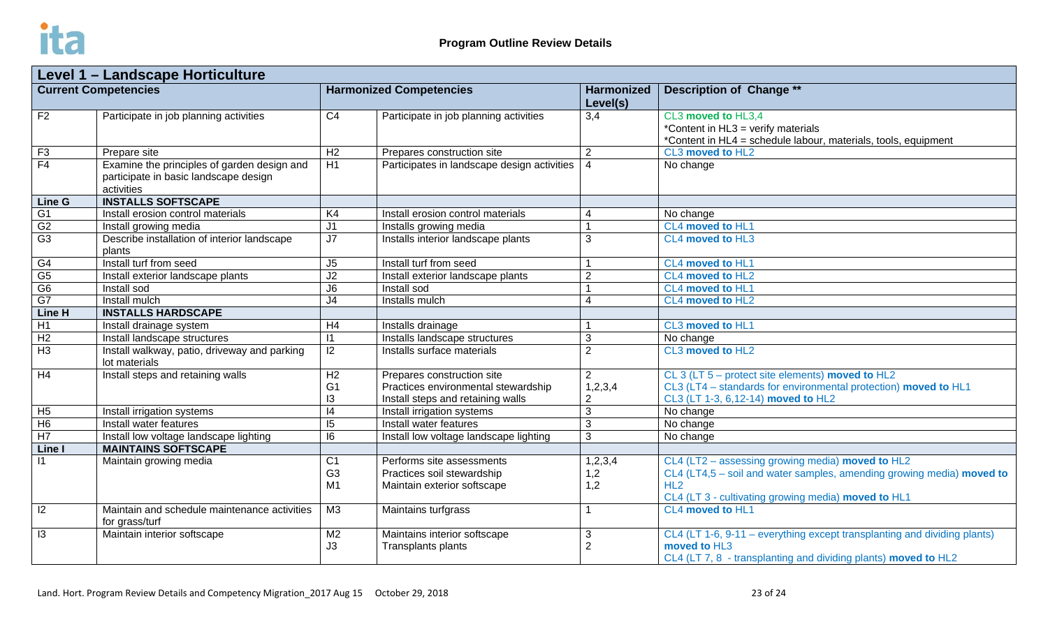**Program Outline Review Details**

| Level 1 – Landscape Horticulture | | | | | |
|---|---|---|---|---|---|
| **Current Competencies** | | **Harmonized Competencies** | | **Harmonized Level(s)** | **Description of Change \*\*** |
| F2 | Participate in job planning activities | C4 | Participate in job planning activities | 3,4 | CL3 **moved to** HL3,4<br>*Content in HL3 = verify materials<br>*Content in HL4 = schedule labour, materials, tools, equipment |
| F3 | Prepare site | H2 | Prepares construction site | 2 | CL3 **moved to** HL2 |
| F4 | Examine the principles of garden design and participate in basic landscape design activities | H1 | Participates in landscape design activities | 4 | No change |
| **Line G** | **INSTALLS SOFTSCAPE** | | | | |
| G1 | Install erosion control materials | K4 | Install erosion control materials | 4 | No change |
| G2 | Install growing media | J1 | Installs growing media | 1 | CL4 **moved to** HL1 |
| G3 | Describe installation of interior landscape plants | J7 | Installs interior landscape plants | 3 | CL4 **moved to** HL3 |
| G4 | Install turf from seed | J5 | Install turf from seed | 1 | CL4 **moved to** HL1 |
| G5 | Install exterior landscape plants | J2 | Install exterior landscape plants | 2 | CL4 **moved to** HL2 |
| G6 | Install sod | J6 | Install sod | 1 | CL4 **moved to** HL1 |
| G7 | Install mulch | J4 | Installs mulch | 4 | CL4 **moved to** HL2 |
| **Line H** | **INSTALLS HARDSCAPE** | | | | |
| H1 | Install drainage system | H4 | Installs drainage | 1 | CL3 **moved to** HL1 |
| H2 | Install landscape structures | I1 | Installs landscape structures | 3 | No change |
| H3 | Install walkway, patio, driveway and parking lot materials | I2 | Installs surface materials | 2 | CL3 **moved to** HL2 |
| H4 | Install steps and retaining walls | H2<br>G1<br>I3 | Prepares construction site<br>Practices environmental stewardship<br>Install steps and retaining walls | 2<br>1,2,3,4<br>2 | CL 3 (LT 5 – protect site elements) **moved to** HL2<br>CL3 (LT4 – standards for environmental protection) **moved to** HL1<br>CL3 (LT 1-3, 6,12-14) **moved to** HL2 |
| H5 | Install irrigation systems | I4 | Install irrigation systems | 3 | No change |
| H6 | Install water features | I5 | Install water features | 3 | No change |
| H7 | Install low voltage landscape lighting | I6 | Install low voltage landscape lighting | 3 | No change |
| **Line I** | **MAINTAINS SOFTSCAPE** | | | | |
| I1 | Maintain growing media | C1<br>G3<br>M1 | Performs site assessments<br>Practices soil stewardship<br>Maintain exterior softscape | 1,2,3,4<br>1,2<br>1,2 | CL4 (LT2 – assessing growing media) **moved to** HL2<br>CL4 (LT4,5 – soil and water samples, amending growing media) **moved to** HL2<br>CL4 (LT 3 - cultivating growing media) **moved to** HL1 |
| I2 | Maintain and schedule maintenance activities for grass/turf | M3 | Maintains turfgrass | 1 | CL4 **moved to** HL1 |
| I3 | Maintain interior softscape | M2<br>J3 | Maintains interior softscape<br>Transplants plants | 3<br>2 | CL4 (LT 1-6, 9-11 – everything except transplanting and dividing plants) **moved to** HL3<br>CL4 (LT 7, 8 - transplanting and dividing plants) **moved to** HL2 |

Land. Hort. Program Review Details and Competency Migration_2017 Aug 15 October 29, 2018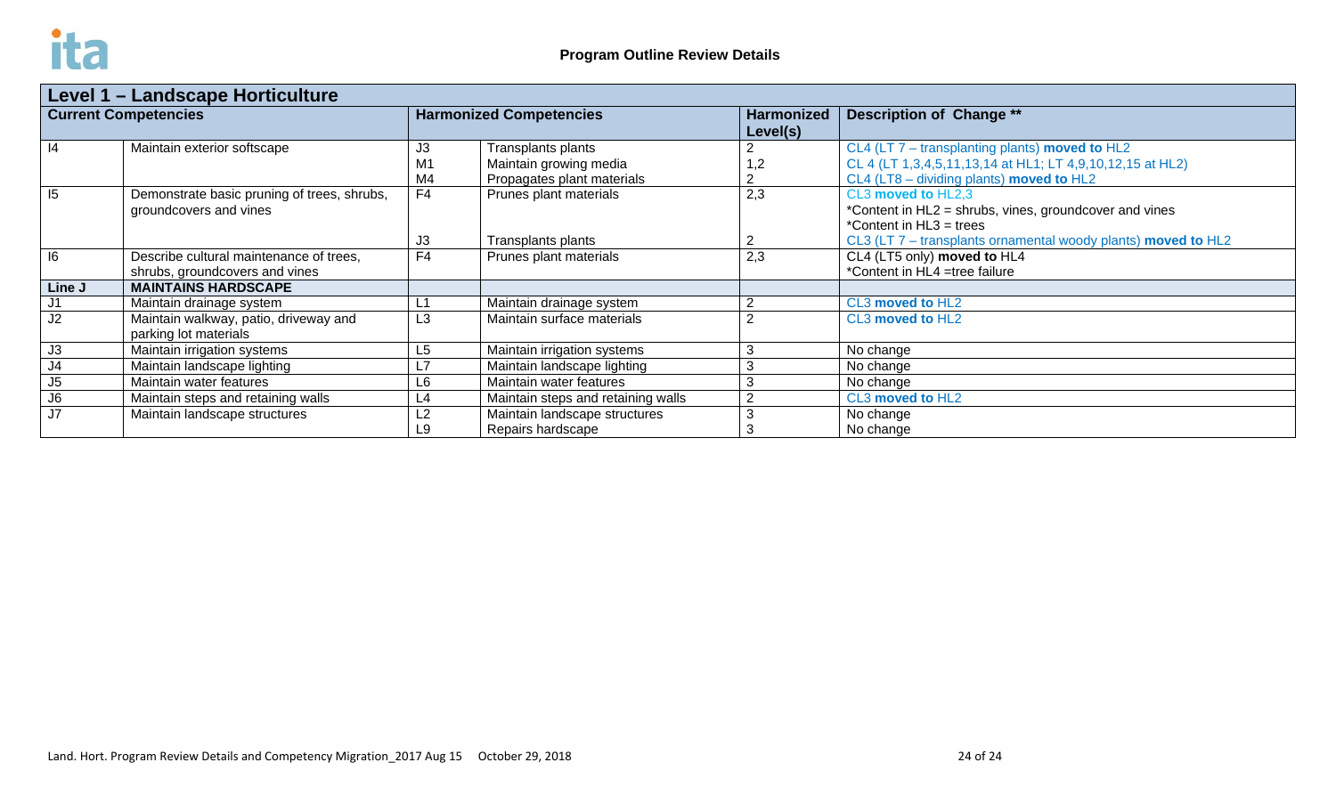**Program Outline Review Details**

| Level 1 – Landscape Horticulture | | | | | |
|---|---|---|---|---|---|
| **Current Competencies** | | **Harmonized Competencies** | | **Harmonized Level(s)** | **Description of Change** ** |
| I4 | Maintain exterior softscape | J3<br>M1<br>M4 | Transplants plants<br>Maintain growing media<br>Propagates plant materials | 2<br>1,2<br>2 | CL4 (LT 7 – transplanting plants) **moved to** HL2<br>CL 4 (LT 1,3,4,5,11,13,14 at HL1; LT 4,9,10,12,15 at HL2)<br>CL4 (LT8 – dividing plants) **moved to** HL2 |
| I5 | Demonstrate basic pruning of trees, shrubs, groundcovers and vines | F4<br><br><br>J3 | Prunes plant materials<br><br><br>Transplants plants | 2,3<br><br><br>2 | CL3 **moved to** HL2,3<br>*Content in HL2 = shrubs, vines, groundcover and vines<br>*Content in HL3 = trees<br>CL3 (LT 7 – transplants ornamental woody plants) **moved to** HL2 |
| I6 | Describe cultural maintenance of trees, shrubs, groundcovers and vines | F4 | Prunes plant materials | 2,3 | CL4 (LT5 only) **moved to** HL4<br>*Content in HL4 =tree failure |
| **Line J** | **MAINTAINS HARDSCAPE** | | | | |
| J1 | Maintain drainage system | L1 | Maintain drainage system | 2 | CL3 **moved to** HL2 |
| J2 | Maintain walkway, patio, driveway and parking lot materials | L3 | Maintain surface materials | 2 | CL3 **moved to** HL2 |
| J3 | Maintain irrigation systems | L5 | Maintain irrigation systems | 3 | No change |
| J4 | Maintain landscape lighting | L7 | Maintain landscape lighting | 3 | No change |
| J5 | Maintain water features | L6 | Maintain water features | 3 | No change |
| J6 | Maintain steps and retaining walls | L4 | Maintain steps and retaining walls | 2 | CL3 **moved to** HL2 |
| J7 | Maintain landscape structures | L2<br>L9 | Maintain landscape structures<br>Repairs hardscape | 3<br>3 | No change<br>No change |